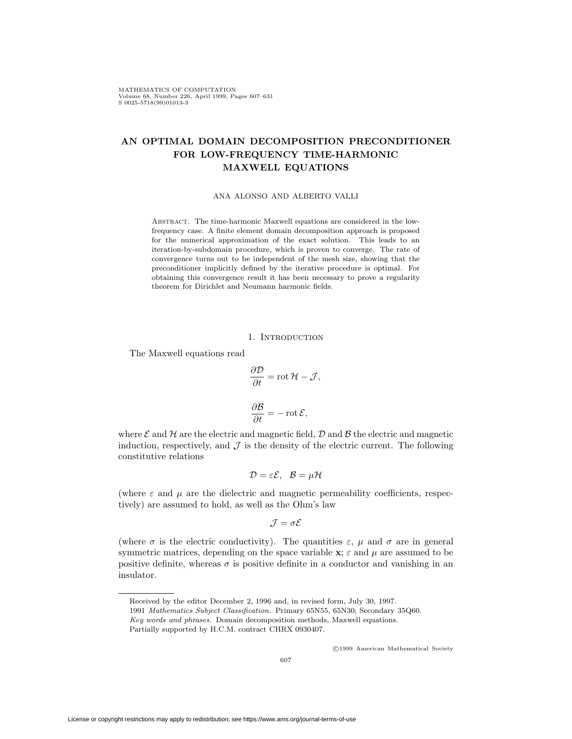# AN OPTIMAL DOMAIN DECOMPOSITION PRECONDITIONER FOR LOW-FREQUENCY TIME-HARMONIC MAXWELL EQUATIONS

ANA ALONSO AND ALBERTO VALLI

Abstract. The time-harmonic Maxwell equations are considered in the low-frequency case. A finite element domain decomposition approach is proposed for the numerical approximation of the exact solution. This leads to an iteration-by-subdomain procedure, which is proven to converge. The rate of convergence turns out to be independent of the mesh size, showing that the preconditioner implicitly defined by the iterative procedure is optimal. For obtaining this convergence result it has been necessary to prove a regularity theorem for Dirichlet and Neumann harmonic fields.

## 1. Introduction

The Maxwell equations read

$$\frac{\partial \mathcal{D}}{\partial t} = \operatorname{rot} \mathcal{H} - \mathcal{J},$$

$$\frac{\partial \mathcal{B}}{\partial t} = - \operatorname{rot} \mathcal{E},$$

where $\mathcal{E}$ and $\mathcal{H}$ are the electric and magnetic field, $\mathcal{D}$ and $\mathcal{B}$ the electric and magnetic induction, respectively, and $\mathcal{J}$ is the density of the electric current. The following constitutive relations

$$\mathcal{D} = \varepsilon \mathcal{E}, \quad \mathcal{B} = \mu \mathcal{H}$$

(where $\varepsilon$ and $\mu$ are the dielectric and magnetic permeability coefficients, respectively) are assumed to hold, as well as the Ohm's law

$$\mathcal{J} = \sigma \mathcal{E}$$

(where $\sigma$ is the electric conductivity). The quantities $\varepsilon$, $\mu$ and $\sigma$ are in general symmetric matrices, depending on the space variable $\mathbf{x}$; $\varepsilon$ and $\mu$ are assumed to be positive definite, whereas $\sigma$ is positive definite in a conductor and vanishing in an insulator.

Received by the editor December 2, 1996 and, in revised form, July 30, 1997.

1991 *Mathematics Subject Classification.* Primary 65N55, 65N30; Secondary 35Q60.

*Key words and phrases.* Domain decomposition methods, Maxwell equations.

Partially supported by H.C.M. contract CHRX 0930407.

©1999 American Mathematical Society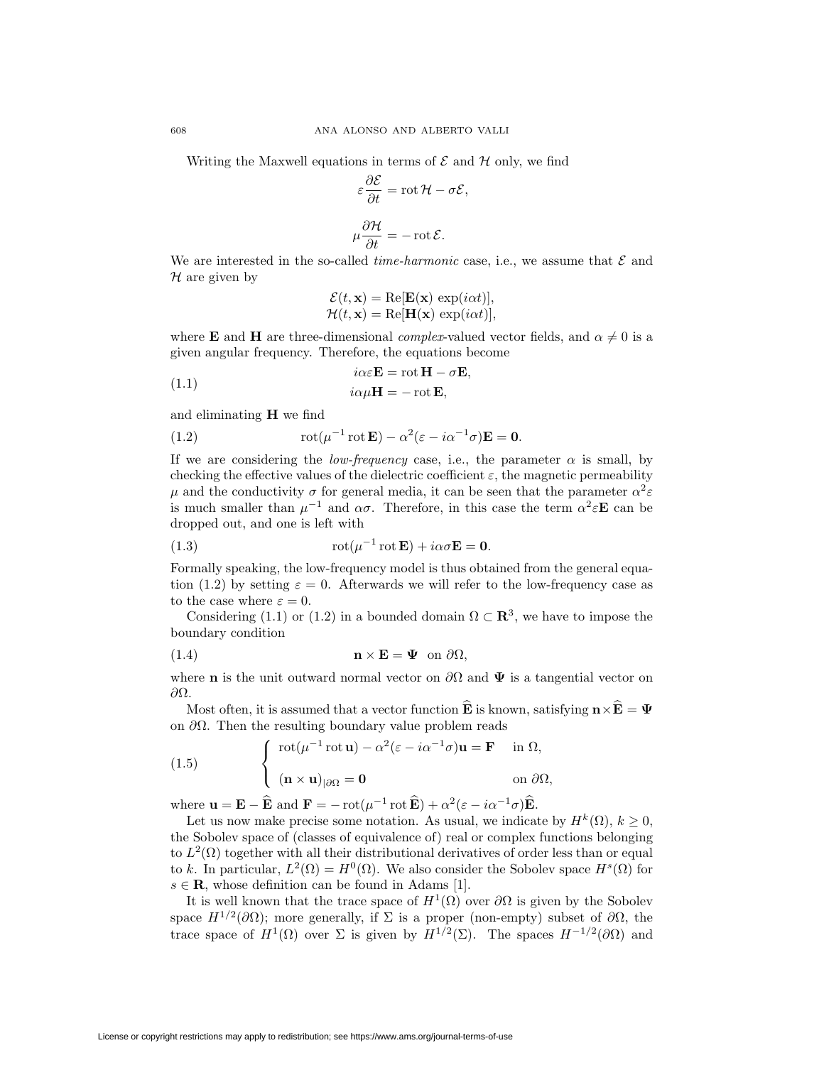Writing the Maxwell equations in terms of $\mathcal{E}$ and $\mathcal{H}$ only, we find

$$\varepsilon \frac{\partial \mathcal{E}}{\partial t} = \operatorname{rot} \mathcal{H} - \sigma \mathcal{E},$$

$$\mu \frac{\partial \mathcal{H}}{\partial t} = - \operatorname{rot} \mathcal{E}.$$

We are interested in the so-called *time-harmonic* case, i.e., we assume that $\mathcal{E}$ and $\mathcal{H}$ are given by

$$\mathcal{E}(t, \mathbf{x}) = \operatorname{Re}[\mathbf{E}(\mathbf{x}) \exp(i\alpha t)],$$
$$\mathcal{H}(t, \mathbf{x}) = \operatorname{Re}[\mathbf{H}(\mathbf{x}) \exp(i\alpha t)],$$

where $\mathbf{E}$ and $\mathbf{H}$ are three-dimensional *complex*-valued vector fields, and $\alpha \neq 0$ is a given angular frequency. Therefore, the equations become

$$\begin{aligned} i\alpha\varepsilon \mathbf{E} &= \operatorname{rot} \mathbf{H} - \sigma \mathbf{E}, \\ i\alpha\mu \mathbf{H} &= - \operatorname{rot} \mathbf{E}, \end{aligned} \tag{1.1}$$

and eliminating $\mathbf{H}$ we find

$$\operatorname{rot}(\mu^{-1} \operatorname{rot} \mathbf{E}) - \alpha^2(\varepsilon - i\alpha^{-1}\sigma)\mathbf{E} = \mathbf{0}. \tag{1.2}$$

If we are considering the *low-frequency* case, i.e., the parameter $\alpha$ is small, by checking the effective values of the dielectric coefficient $\varepsilon$, the magnetic permeability $\mu$ and the conductivity $\sigma$ for general media, it can be seen that the parameter $\alpha^2\varepsilon$ is much smaller than $\mu^{-1}$ and $\alpha\sigma$. Therefore, in this case the term $\alpha^2\varepsilon\mathbf{E}$ can be dropped out, and one is left with

$$\operatorname{rot}(\mu^{-1} \operatorname{rot} \mathbf{E}) + i\alpha\sigma\mathbf{E} = \mathbf{0}. \tag{1.3}$$

Formally speaking, the low-frequency model is thus obtained from the general equation (1.2) by setting $\varepsilon = 0$. Afterwards we will refer to the low-frequency case as to the case where $\varepsilon = 0$.

Considering (1.1) or (1.2) in a bounded domain $\Omega \subset \mathbf{R}^3$, we have to impose the boundary condition

$$\mathbf{n} \times \mathbf{E} = \mathbf{\Psi} \quad \text{on } \partial\Omega, \tag{1.4}$$

where $\mathbf{n}$ is the unit outward normal vector on $\partial\Omega$ and $\mathbf{\Psi}$ is a tangential vector on $\partial\Omega$.

Most often, it is assumed that a vector function $\widehat{\mathbf{E}}$ is known, satisfying $\mathbf{n} \times \widehat{\mathbf{E}} = \mathbf{\Psi}$ on $\partial\Omega$. Then the resulting boundary value problem reads

$$\begin{cases} \operatorname{rot}(\mu^{-1} \operatorname{rot} \mathbf{u}) - \alpha^2(\varepsilon - i\alpha^{-1}\sigma)\mathbf{u} = \mathbf{F} & \text{in } \Omega, \\ (\mathbf{n} \times \mathbf{u})_{|\partial\Omega} = \mathbf{0} & \text{on } \partial\Omega, \end{cases} \tag{1.5}$$

where $\mathbf{u} = \mathbf{E} - \widehat{\mathbf{E}}$ and $\mathbf{F} = - \operatorname{rot}(\mu^{-1} \operatorname{rot} \widehat{\mathbf{E}}) + \alpha^2(\varepsilon - i\alpha^{-1}\sigma)\widehat{\mathbf{E}}$.

Let us now make precise some notation. As usual, we indicate by $H^k(\Omega)$, $k \geq 0$, the Sobolev space of (classes of equivalence of) real or complex functions belonging to $L^2(\Omega)$ together with all their distributional derivatives of order less than or equal to $k$. In particular, $L^2(\Omega) = H^0(\Omega)$. We also consider the Sobolev space $H^s(\Omega)$ for $s \in \mathbf{R}$, whose definition can be found in Adams [1].

It is well known that the trace space of $H^1(\Omega)$ over $\partial\Omega$ is given by the Sobolev space $H^{1/2}(\partial\Omega)$; more generally, if $\Sigma$ is a proper (non-empty) subset of $\partial\Omega$, the trace space of $H^1(\Omega)$ over $\Sigma$ is given by $H^{1/2}(\Sigma)$. The spaces $H^{-1/2}(\partial\Omega)$ and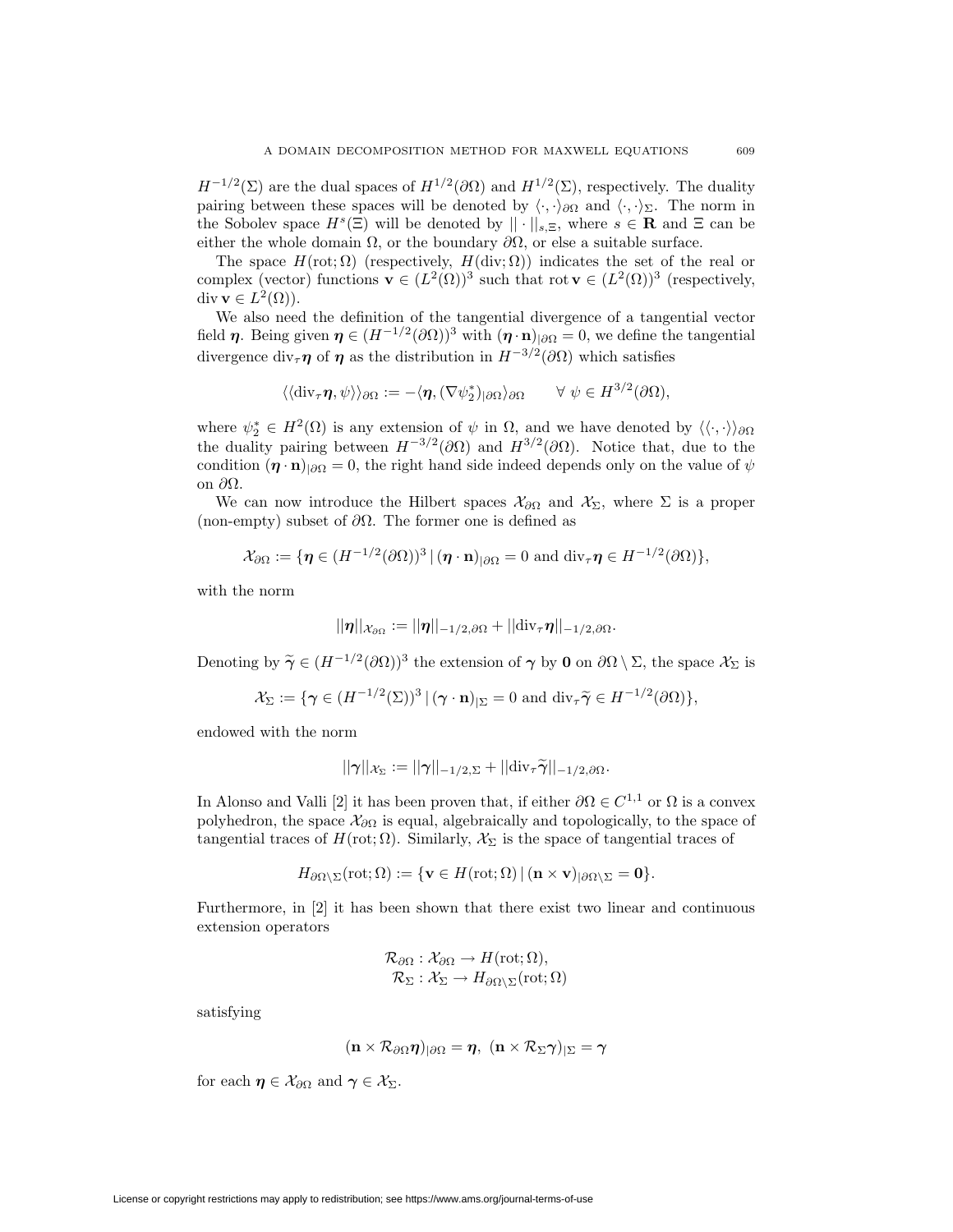$H^{-1/2}(\Sigma)$ are the dual spaces of $H^{1/2}(\partial\Omega)$ and $H^{1/2}(\Sigma)$, respectively. The duality pairing between these spaces will be denoted by $\langle\cdot,\cdot\rangle_{\partial\Omega}$ and $\langle\cdot,\cdot\rangle_{\Sigma}$. The norm in the Sobolev space $H^s(\Xi)$ will be denoted by $||\cdot||_{s,\Xi}$, where $s \in \mathbf{R}$ and $\Xi$ can be either the whole domain $\Omega$, or the boundary $\partial\Omega$, or else a suitable surface.

The space $H(\mathrm{rot};\Omega)$ (respectively, $H(\mathrm{div};\Omega)$) indicates the set of the real or complex (vector) functions $\mathbf{v} \in (L^2(\Omega))^3$ such that $\mathrm{rot}\,\mathbf{v} \in (L^2(\Omega))^3$ (respectively, $\mathrm{div}\,\mathbf{v} \in L^2(\Omega)$).

We also need the definition of the tangential divergence of a tangential vector field $\boldsymbol{\eta}$. Being given $\boldsymbol{\eta} \in (H^{-1/2}(\partial\Omega))^3$ with $(\boldsymbol{\eta}\cdot\mathbf{n})_{|\partial\Omega} = 0$, we define the tangential divergence $\mathrm{div}_\tau\boldsymbol{\eta}$ of $\boldsymbol{\eta}$ as the distribution in $H^{-3/2}(\partial\Omega)$ which satisfies

$$\langle\langle \mathrm{div}_\tau\boldsymbol{\eta}, \psi\rangle\rangle_{\partial\Omega} := -\langle\boldsymbol{\eta}, (\nabla\psi_2^*)_{|\partial\Omega}\rangle_{\partial\Omega} \qquad \forall\ \psi \in H^{3/2}(\partial\Omega),$$

where $\psi_2^* \in H^2(\Omega)$ is any extension of $\psi$ in $\Omega$, and we have denoted by $\langle\langle\cdot,\cdot\rangle\rangle_{\partial\Omega}$ the duality pairing between $H^{-3/2}(\partial\Omega)$ and $H^{3/2}(\partial\Omega)$. Notice that, due to the condition $(\boldsymbol{\eta}\cdot\mathbf{n})_{|\partial\Omega} = 0$, the right hand side indeed depends only on the value of $\psi$ on $\partial\Omega$.

We can now introduce the Hilbert spaces $\mathcal{X}_{\partial\Omega}$ and $\mathcal{X}_\Sigma$, where $\Sigma$ is a proper (non-empty) subset of $\partial\Omega$. The former one is defined as

$$\mathcal{X}_{\partial\Omega} := \{\boldsymbol{\eta} \in (H^{-1/2}(\partial\Omega))^3 \,|\, (\boldsymbol{\eta}\cdot\mathbf{n})_{|\partial\Omega} = 0 \text{ and } \mathrm{div}_\tau\boldsymbol{\eta} \in H^{-1/2}(\partial\Omega)\},$$

with the norm

$$||\boldsymbol{\eta}||_{\mathcal{X}_{\partial\Omega}} := ||\boldsymbol{\eta}||_{-1/2,\partial\Omega} + ||\mathrm{div}_\tau\boldsymbol{\eta}||_{-1/2,\partial\Omega}.$$

Denoting by $\widetilde{\boldsymbol{\gamma}} \in (H^{-1/2}(\partial\Omega))^3$ the extension of $\boldsymbol{\gamma}$ by $\mathbf{0}$ on $\partial\Omega\setminus\Sigma$, the space $\mathcal{X}_\Sigma$ is

$$\mathcal{X}_\Sigma := \{\boldsymbol{\gamma} \in (H^{-1/2}(\Sigma))^3 \,|\, (\boldsymbol{\gamma}\cdot\mathbf{n})_{|\Sigma} = 0 \text{ and } \mathrm{div}_\tau\widetilde{\boldsymbol{\gamma}} \in H^{-1/2}(\partial\Omega)\},$$

endowed with the norm

$$||\boldsymbol{\gamma}||_{\mathcal{X}_\Sigma} := ||\boldsymbol{\gamma}||_{-1/2,\Sigma} + ||\mathrm{div}_\tau\widetilde{\boldsymbol{\gamma}}||_{-1/2,\partial\Omega}.$$

In Alonso and Valli [2] it has been proven that, if either $\partial\Omega \in C^{1,1}$ or $\Omega$ is a convex polyhedron, the space $\mathcal{X}_{\partial\Omega}$ is equal, algebraically and topologically, to the space of tangential traces of $H(\mathrm{rot};\Omega)$. Similarly, $\mathcal{X}_\Sigma$ is the space of tangential traces of

$$H_{\partial\Omega\setminus\Sigma}(\mathrm{rot};\Omega) := \{\mathbf{v} \in H(\mathrm{rot};\Omega) \,|\, (\mathbf{n}\times\mathbf{v})_{|\partial\Omega\setminus\Sigma} = \mathbf{0}\}.$$

Furthermore, in [2] it has been shown that there exist two linear and continuous extension operators

$$\mathcal{R}_{\partial\Omega} : \mathcal{X}_{\partial\Omega} \to H(\mathrm{rot};\Omega),$$
$$\mathcal{R}_\Sigma : \mathcal{X}_\Sigma \to H_{\partial\Omega\setminus\Sigma}(\mathrm{rot};\Omega)$$

satisfying

$$(\mathbf{n}\times\mathcal{R}_{\partial\Omega}\boldsymbol{\eta})_{|\partial\Omega} = \boldsymbol{\eta},\ (\mathbf{n}\times\mathcal{R}_\Sigma\boldsymbol{\gamma})_{|\Sigma} = \boldsymbol{\gamma}$$

for each $\boldsymbol{\eta} \in \mathcal{X}_{\partial\Omega}$ and $\boldsymbol{\gamma} \in \mathcal{X}_\Sigma$.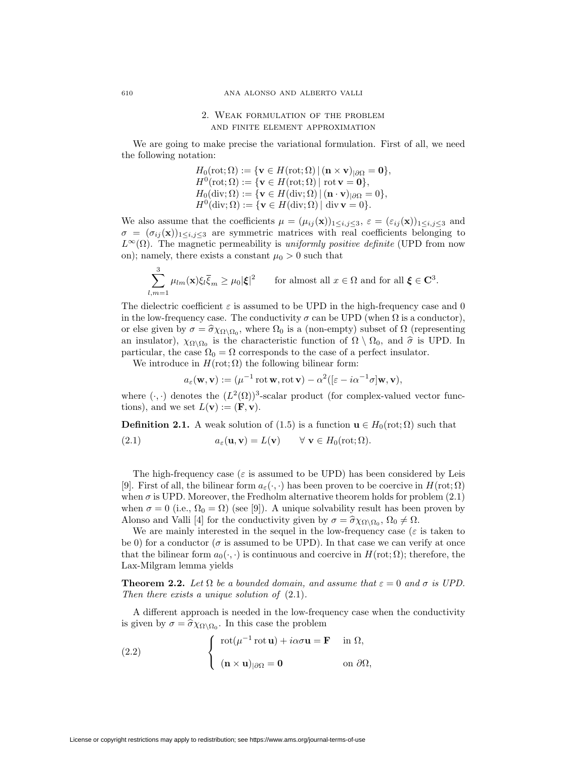## 2. Weak formulation of the problem and finite element approximation

We are going to make precise the variational formulation. First of all, we need the following notation:

$$
\begin{aligned}
H_0(\mathrm{rot};\Omega) &:= \{\mathbf{v} \in H(\mathrm{rot};\Omega) \,|\, (\mathbf{n} \times \mathbf{v})_{|\partial\Omega} = \mathbf{0}\},\\
H^0(\mathrm{rot};\Omega) &:= \{\mathbf{v} \in H(\mathrm{rot};\Omega) \,|\, \mathrm{rot}\,\mathbf{v} = \mathbf{0}\},\\
H_0(\mathrm{div};\Omega) &:= \{\mathbf{v} \in H(\mathrm{div};\Omega) \,|\, (\mathbf{n} \cdot \mathbf{v})_{|\partial\Omega} = 0\},\\
H^0(\mathrm{div};\Omega) &:= \{\mathbf{v} \in H(\mathrm{div};\Omega) \,|\, \mathrm{div}\,\mathbf{v} = 0\}.
\end{aligned}
$$

We also assume that the coefficients $\mu = (\mu_{ij}(\mathbf{x}))_{1\leq i,j\leq 3}$, $\varepsilon = (\varepsilon_{ij}(\mathbf{x}))_{1\leq i,j\leq 3}$ and $\sigma = (\sigma_{ij}(\mathbf{x}))_{1\leq i,j\leq 3}$ are symmetric matrices with real coefficients belonging to $L^\infty(\Omega)$. The magnetic permeability is *uniformly positive definite* (UPD from now on); namely, there exists a constant $\mu_0 > 0$ such that

$$
\sum_{l,m=1}^{3} \mu_{lm}(\mathbf{x})\xi_l\overline{\xi}_m \geq \mu_0|\boldsymbol{\xi}|^2 \qquad \text{for almost all } x \in \Omega \text{ and for all } \boldsymbol{\xi} \in \mathbf{C}^3.
$$

The dielectric coefficient $\varepsilon$ is assumed to be UPD in the high-frequency case and 0 in the low-frequency case. The conductivity $\sigma$ can be UPD (when $\Omega$ is a conductor), or else given by $\sigma = \widehat{\sigma}\chi_{\Omega\setminus\Omega_0}$, where $\Omega_0$ is a (non-empty) subset of $\Omega$ (representing an insulator), $\chi_{\Omega\setminus\Omega_0}$ is the characteristic function of $\Omega \setminus \Omega_0$, and $\widehat{\sigma}$ is UPD. In particular, the case $\Omega_0 = \Omega$ corresponds to the case of a perfect insulator.

We introduce in $H(\mathrm{rot};\Omega)$ the following bilinear form:

$$
a_\varepsilon(\mathbf{w},\mathbf{v}) := (\mu^{-1}\,\mathrm{rot}\,\mathbf{w}, \mathrm{rot}\,\mathbf{v}) - \alpha^2([\varepsilon - i\alpha^{-1}\sigma]\mathbf{w},\mathbf{v}),
$$

where $(\cdot,\cdot)$ denotes the $(L^2(\Omega))^3$-scalar product (for complex-valued vector functions), and we set $L(\mathbf{v}) := (\mathbf{F},\mathbf{v})$.

**Definition 2.1.** A weak solution of (1.5) is a function $\mathbf{u} \in H_0(\mathrm{rot};\Omega)$ such that

$$
a_\varepsilon(\mathbf{u},\mathbf{v}) = L(\mathbf{v}) \qquad \forall\ \mathbf{v} \in H_0(\mathrm{rot};\Omega). \tag{2.1}
$$

The high-frequency case ($\varepsilon$ is assumed to be UPD) has been considered by Leis [9]. First of all, the bilinear form $a_\varepsilon(\cdot,\cdot)$ has been proven to be coercive in $H(\mathrm{rot};\Omega)$ when $\sigma$ is UPD. Moreover, the Fredholm alternative theorem holds for problem (2.1) when $\sigma = 0$ (i.e., $\Omega_0 = \Omega$) (see [9]). A unique solvability result has been proven by Alonso and Valli [4] for the conductivity given by $\sigma = \widehat{\sigma}\chi_{\Omega\setminus\Omega_0}$, $\Omega_0 \neq \Omega$.

We are mainly interested in the sequel in the low-frequency case ($\varepsilon$ is taken to be 0) for a conductor ($\sigma$ is assumed to be UPD). In that case we can verify at once that the bilinear form $a_0(\cdot,\cdot)$ is continuous and coercive in $H(\mathrm{rot};\Omega)$; therefore, the Lax-Milgram lemma yields

**Theorem 2.2.** *Let $\Omega$ be a bounded domain, and assume that $\varepsilon = 0$ and $\sigma$ is UPD. Then there exists a unique solution of* (2.1).

A different approach is needed in the low-frequency case when the conductivity is given by $\sigma = \widehat{\sigma}\chi_{\Omega\setminus\Omega_0}$. In this case the problem

$$
\begin{cases}
\mathrm{rot}(\mu^{-1}\,\mathrm{rot}\,\mathbf{u}) + i\alpha\sigma\mathbf{u} = \mathbf{F} & \text{in } \Omega,\\[1ex]
(\mathbf{n} \times \mathbf{u})_{|\partial\Omega} = \mathbf{0} & \text{on } \partial\Omega,
\end{cases} \tag{2.2}
$$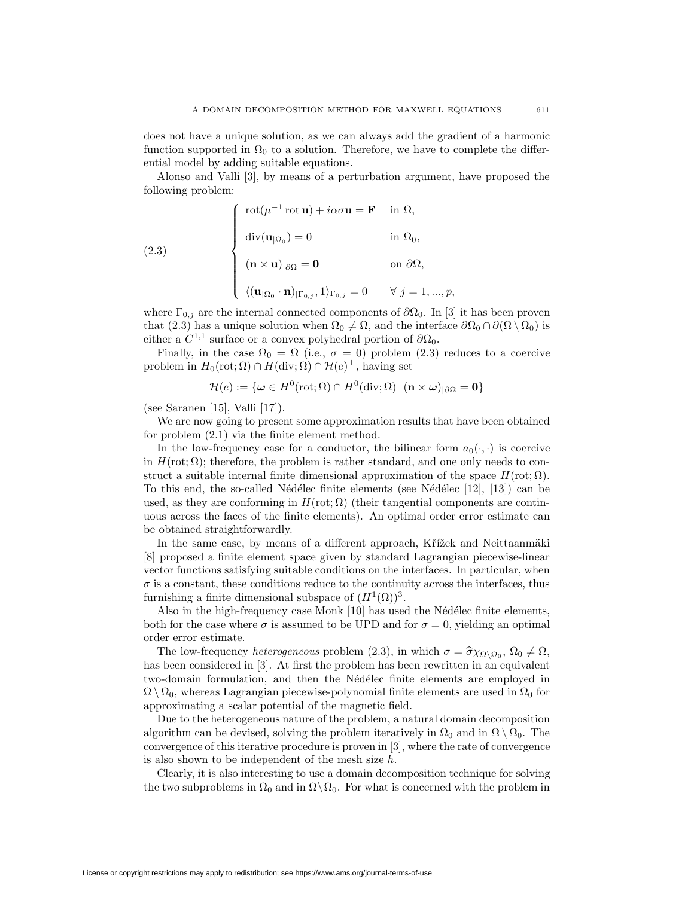does not have a unique solution, as we can always add the gradient of a harmonic function supported in $\Omega_0$ to a solution. Therefore, we have to complete the differential model by adding suitable equations.

Alonso and Valli [3], by means of a perturbation argument, have proposed the following problem:

$$
\begin{cases}
\operatorname{rot}(\mu^{-1}\operatorname{rot}\mathbf{u}) + i\alpha\sigma\mathbf{u} = \mathbf{F} & \text{in } \Omega, \\[2ex]
\operatorname{div}(\mathbf{u}_{|\Omega_0}) = 0 & \text{in } \Omega_0, \\[2ex]
(\mathbf{n}\times\mathbf{u})_{|\partial\Omega} = \mathbf{0} & \text{on } \partial\Omega, \\[2ex]
\langle(\mathbf{u}_{|\Omega_0}\cdot\mathbf{n})_{|\Gamma_{0,j}}, 1\rangle_{\Gamma_{0,j}} = 0 & \forall\ j = 1,\dots,p,
\end{cases}
\tag{2.3}
$$

where $\Gamma_{0,j}$ are the internal connected components of $\partial\Omega_0$. In [3] it has been proven that (2.3) has a unique solution when $\Omega_0 \neq \Omega$, and the interface $\partial\Omega_0 \cap \partial(\Omega\setminus\Omega_0)$ is either a $C^{1,1}$ surface or a convex polyhedral portion of $\partial\Omega_0$.

Finally, in the case $\Omega_0 = \Omega$ (i.e., $\sigma = 0$) problem (2.3) reduces to a coercive problem in $H_0(\operatorname{rot};\Omega)\cap H(\operatorname{div};\Omega)\cap\mathcal{H}(e)^{\perp}$, having set

$$
\mathcal{H}(e) := \{\boldsymbol{\omega}\in H^0(\operatorname{rot};\Omega)\cap H^0(\operatorname{div};\Omega)\,|\,(\mathbf{n}\times\boldsymbol{\omega})_{|\partial\Omega} = \mathbf{0}\}
$$

(see Saranen [15], Valli [17]).

We are now going to present some approximation results that have been obtained for problem (2.1) via the finite element method.

In the low-frequency case for a conductor, the bilinear form $a_0(\cdot,\cdot)$ is coercive in $H(\operatorname{rot};\Omega)$; therefore, the problem is rather standard, and one only needs to construct a suitable internal finite dimensional approximation of the space $H(\operatorname{rot};\Omega)$. To this end, the so-called Nédélec finite elements (see Nédélec [12], [13]) can be used, as they are conforming in $H(\operatorname{rot};\Omega)$ (their tangential components are continuous across the faces of the finite elements). An optimal order error estimate can be obtained straightforwardly.

In the same case, by means of a different approach, Křížek and Neittaanmäki [8] proposed a finite element space given by standard Lagrangian piecewise-linear vector functions satisfying suitable conditions on the interfaces. In particular, when $\sigma$ is a constant, these conditions reduce to the continuity across the interfaces, thus furnishing a finite dimensional subspace of $(H^1(\Omega))^3$.

Also in the high-frequency case Monk [10] has used the Nédélec finite elements, both for the case where $\sigma$ is assumed to be UPD and for $\sigma = 0$, yielding an optimal order error estimate.

The low-frequency *heterogeneous* problem (2.3), in which $\sigma = \widehat{\sigma}\chi_{\Omega\setminus\Omega_0}$, $\Omega_0 \neq \Omega$, has been considered in [3]. At first the problem has been rewritten in an equivalent two-domain formulation, and then the Nédélec finite elements are employed in $\Omega\setminus\Omega_0$, whereas Lagrangian piecewise-polynomial finite elements are used in $\Omega_0$ for approximating a scalar potential of the magnetic field.

Due to the heterogeneous nature of the problem, a natural domain decomposition algorithm can be devised, solving the problem iteratively in $\Omega_0$ and in $\Omega\setminus\Omega_0$. The convergence of this iterative procedure is proven in [3], where the rate of convergence is also shown to be independent of the mesh size $h$.

Clearly, it is also interesting to use a domain decomposition technique for solving the two subproblems in $\Omega_0$ and in $\Omega\setminus\Omega_0$. For what is concerned with the problem in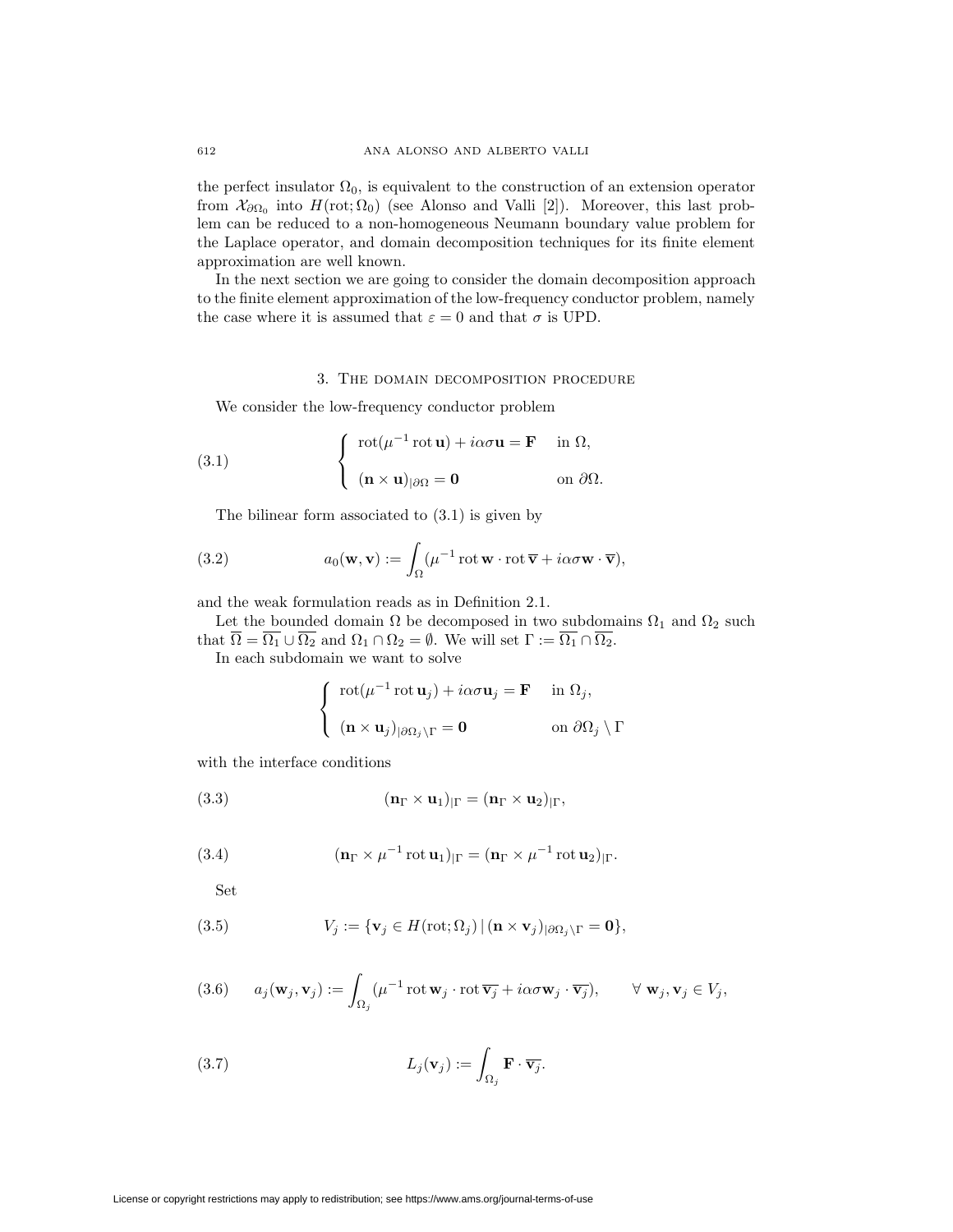the perfect insulator $\Omega_0$, is equivalent to the construction of an extension operator from $\mathcal{X}_{\partial\Omega_0}$ into $H(\mathrm{rot};\Omega_0)$ (see Alonso and Valli [2]). Moreover, this last problem can be reduced to a non-homogeneous Neumann boundary value problem for the Laplace operator, and domain decomposition techniques for its finite element approximation are well known.

In the next section we are going to consider the domain decomposition approach to the finite element approximation of the low-frequency conductor problem, namely the case where it is assumed that $\varepsilon = 0$ and that $\sigma$ is UPD.

## 3. The domain decomposition procedure

We consider the low-frequency conductor problem

$$
\begin{cases} \mathrm{rot}(\mu^{-1}\,\mathrm{rot}\,\mathbf{u}) + i\alpha\sigma\mathbf{u} = \mathbf{F} & \text{in } \Omega, \\ (\mathbf{n}\times\mathbf{u})_{|\partial\Omega} = \mathbf{0} & \text{on } \partial\Omega. \end{cases} \tag{3.1}
$$

The bilinear form associated to (3.1) is given by

$$
a_0(\mathbf{w},\mathbf{v}) := \int_\Omega (\mu^{-1}\,\mathrm{rot}\,\mathbf{w}\cdot\mathrm{rot}\,\overline{\mathbf{v}} + i\alpha\sigma\mathbf{w}\cdot\overline{\mathbf{v}}), \tag{3.2}
$$

and the weak formulation reads as in Definition 2.1.

Let the bounded domain $\Omega$ be decomposed in two subdomains $\Omega_1$ and $\Omega_2$ such that $\overline{\Omega} = \overline{\Omega_1}\cup\overline{\Omega_2}$ and $\Omega_1\cap\Omega_2 = \emptyset$. We will set $\Gamma := \overline{\Omega_1}\cap\overline{\Omega_2}$.

In each subdomain we want to solve

$$
\begin{cases} \mathrm{rot}(\mu^{-1}\,\mathrm{rot}\,\mathbf{u}_j) + i\alpha\sigma\mathbf{u}_j = \mathbf{F} & \text{in } \Omega_j, \\ (\mathbf{n}\times\mathbf{u}_j)_{|\partial\Omega_j\setminus\Gamma} = \mathbf{0} & \text{on } \partial\Omega_j\setminus\Gamma \end{cases}
$$

with the interface conditions

$$
(\mathbf{n}_\Gamma\times\mathbf{u}_1)_{|\Gamma} = (\mathbf{n}_\Gamma\times\mathbf{u}_2)_{|\Gamma}, \tag{3.3}
$$

$$
(\mathbf{n}_\Gamma\times\mu^{-1}\,\mathrm{rot}\,\mathbf{u}_1)_{|\Gamma} = (\mathbf{n}_\Gamma\times\mu^{-1}\,\mathrm{rot}\,\mathbf{u}_2)_{|\Gamma}. \tag{3.4}
$$

Set

$$
V_j := \{\mathbf{v}_j \in H(\mathrm{rot};\Omega_j)\,|\,(\mathbf{n}\times\mathbf{v}_j)_{|\partial\Omega_j\setminus\Gamma} = \mathbf{0}\}, \tag{3.5}
$$

$$
a_j(\mathbf{w}_j,\mathbf{v}_j) := \int_{\Omega_j} (\mu^{-1}\,\mathrm{rot}\,\mathbf{w}_j\cdot\mathrm{rot}\,\overline{\mathbf{v}_j} + i\alpha\sigma\mathbf{w}_j\cdot\overline{\mathbf{v}_j}), \qquad \forall\ \mathbf{w}_j,\mathbf{v}_j\in V_j, \tag{3.6}
$$

$$
L_j(\mathbf{v}_j) := \int_{\Omega_j} \mathbf{F}\cdot\overline{\mathbf{v}_j}. \tag{3.7}
$$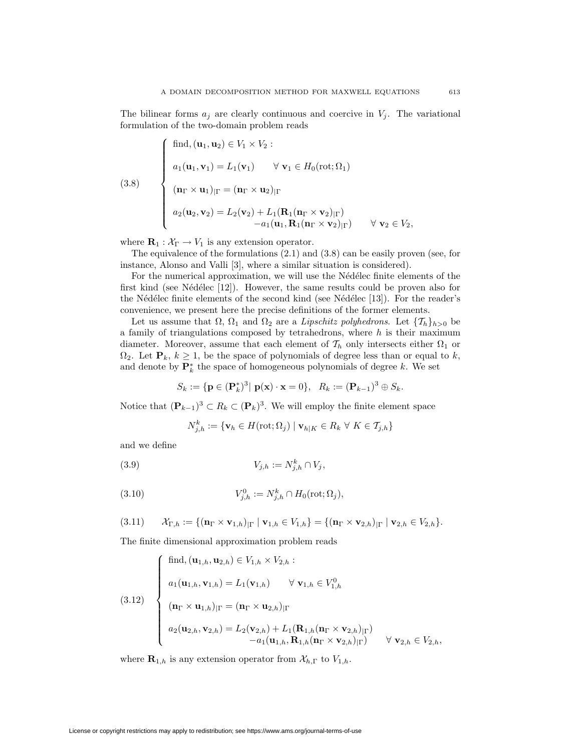The bilinear forms $a_j$ are clearly continuous and coercive in $V_j$. The variational formulation of the two-domain problem reads

$$
(3.8) \qquad \begin{cases}
\text{find}, (\mathbf{u}_1, \mathbf{u}_2) \in V_1 \times V_2 : \\
a_1(\mathbf{u}_1, \mathbf{v}_1) = L_1(\mathbf{v}_1) \qquad \forall\ \mathbf{v}_1 \in H_0(\mathrm{rot}; \Omega_1) \\
(\mathbf{n}_\Gamma \times \mathbf{u}_1)_{|\Gamma} = (\mathbf{n}_\Gamma \times \mathbf{u}_2)_{|\Gamma} \\
a_2(\mathbf{u}_2, \mathbf{v}_2) = L_2(\mathbf{v}_2) + L_1(\mathbf{R}_1(\mathbf{n}_\Gamma \times \mathbf{v}_2)_{|\Gamma}) \\
\qquad\qquad -a_1(\mathbf{u}_1, \mathbf{R}_1(\mathbf{n}_\Gamma \times \mathbf{v}_2)_{|\Gamma}) \qquad \forall\ \mathbf{v}_2 \in V_2,
\end{cases}
$$

where $\mathbf{R}_1 : \mathcal{X}_\Gamma \to V_1$ is any extension operator.

The equivalence of the formulations (2.1) and (3.8) can be easily proven (see, for instance, Alonso and Valli [3], where a similar situation is considered).

For the numerical approximation, we will use the Nédélec finite elements of the first kind (see Nédélec [12]). However, the same results could be proven also for the Nédélec finite elements of the second kind (see Nédélec [13]). For the reader's convenience, we present here the precise definitions of the former elements.

Let us assume that $\Omega$, $\Omega_1$ and $\Omega_2$ are a *Lipschitz polyhedrons*. Let $\{\mathcal{T}_h\}_{h>0}$ be a family of triangulations composed by tetrahedrons, where $h$ is their maximum diameter. Moreover, assume that each element of $\mathcal{T}_h$ only intersects either $\Omega_1$ or $\Omega_2$. Let $\mathbf{P}_k$, $k \geq 1$, be the space of polynomials of degree less than or equal to $k$, and denote by $\mathbf{P}_k^*$ the space of homogeneous polynomials of degree $k$. We set

$$
S_k := \{\mathbf{p} \in (\mathbf{P}_k^*)^3 |\ \mathbf{p}(\mathbf{x}) \cdot \mathbf{x} = 0\}, \quad R_k := (\mathbf{P}_{k-1})^3 \oplus S_k.
$$

Notice that $(\mathbf{P}_{k-1})^3 \subset R_k \subset (\mathbf{P}_k)^3$. We will employ the finite element space

$$
N_{j,h}^k := \{\mathbf{v}_h \in H(\mathrm{rot}; \Omega_j) \mid \mathbf{v}_{h|K} \in R_k\ \forall\ K \in \mathcal{T}_{j,h}\}
$$

and we define

$$
(3.9) \qquad V_{j,h} := N_{j,h}^k \cap V_j,
$$

$$
(3.10) \qquad V_{j,h}^0 := N_{j,h}^k \cap H_0(\mathrm{rot}; \Omega_j),
$$

$$
(3.11) \qquad \mathcal{X}_{\Gamma,h} := \{(\mathbf{n}_\Gamma \times \mathbf{v}_{1,h})_{|\Gamma} \mid \mathbf{v}_{1,h} \in V_{1,h}\} = \{(\mathbf{n}_\Gamma \times \mathbf{v}_{2,h})_{|\Gamma} \mid \mathbf{v}_{2,h} \in V_{2,h}\}.
$$

The finite dimensional approximation problem reads

$$
(3.12) \qquad \begin{cases}
\text{find}, (\mathbf{u}_{1,h}, \mathbf{u}_{2,h}) \in V_{1,h} \times V_{2,h} : \\
a_1(\mathbf{u}_{1,h}, \mathbf{v}_{1,h}) = L_1(\mathbf{v}_{1,h}) \qquad \forall\ \mathbf{v}_{1,h} \in V_{1,h}^0 \\
(\mathbf{n}_\Gamma \times \mathbf{u}_{1,h})_{|\Gamma} = (\mathbf{n}_\Gamma \times \mathbf{u}_{2,h})_{|\Gamma} \\
a_2(\mathbf{u}_{2,h}, \mathbf{v}_{2,h}) = L_2(\mathbf{v}_{2,h}) + L_1(\mathbf{R}_{1,h}(\mathbf{n}_\Gamma \times \mathbf{v}_{2,h})_{|\Gamma}) \\
\qquad\qquad -a_1(\mathbf{u}_{1,h}, \mathbf{R}_{1,h}(\mathbf{n}_\Gamma \times \mathbf{v}_{2,h})_{|\Gamma}) \qquad \forall\ \mathbf{v}_{2,h} \in V_{2,h},
\end{cases}
$$

where $\mathbf{R}_{1,h}$ is any extension operator from $\mathcal{X}_{h,\Gamma}$ to $V_{1,h}$.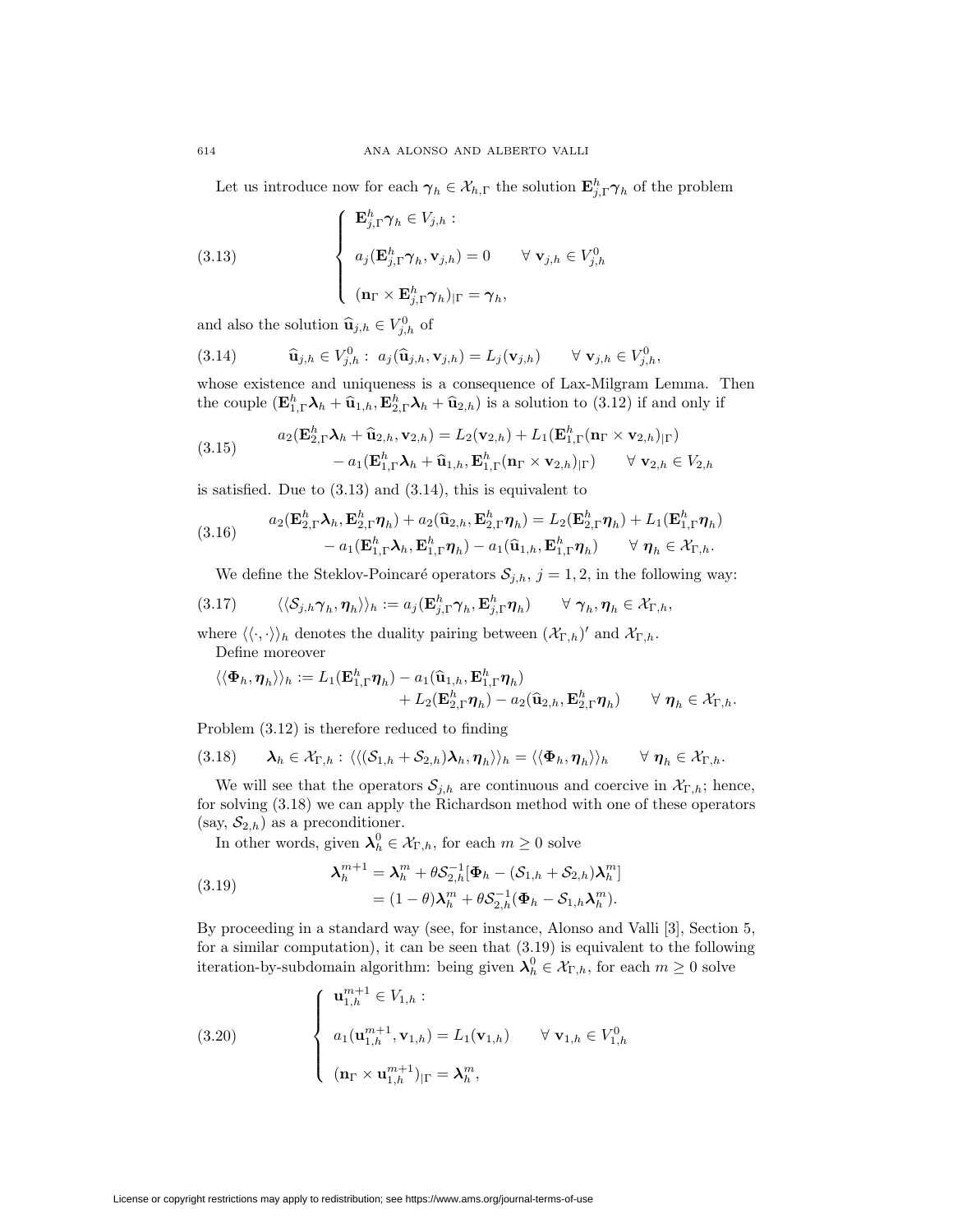Let us introduce now for each $\boldsymbol{\gamma}_h \in \mathcal{X}_{h,\Gamma}$ the solution $\mathbf{E}^h_{j,\Gamma}\boldsymbol{\gamma}_h$ of the problem

$$
\left\{
\begin{array}{l}
\mathbf{E}^h_{j,\Gamma}\boldsymbol{\gamma}_h \in V_{j,h} : \\[2mm]
a_j(\mathbf{E}^h_{j,\Gamma}\boldsymbol{\gamma}_h, \mathbf{v}_{j,h}) = 0 \qquad \forall\ \mathbf{v}_{j,h} \in V^0_{j,h} \\[2mm]
(\mathbf{n}_\Gamma \times \mathbf{E}^h_{j,\Gamma}\boldsymbol{\gamma}_h)_{|\Gamma} = \boldsymbol{\gamma}_h ,
\end{array}
\right.
\tag{3.13}
$$

and also the solution $\widehat{\mathbf{u}}_{j,h} \in V^0_{j,h}$ of

$$
\widehat{\mathbf{u}}_{j,h} \in V^0_{j,h} :\ a_j(\widehat{\mathbf{u}}_{j,h}, \mathbf{v}_{j,h}) = L_j(\mathbf{v}_{j,h}) \qquad \forall\ \mathbf{v}_{j,h} \in V^0_{j,h},
\tag{3.14}
$$

whose existence and uniqueness is a consequence of Lax-Milgram Lemma. Then the couple $(\mathbf{E}^h_{1,\Gamma}\boldsymbol{\lambda}_h + \widehat{\mathbf{u}}_{1,h}, \mathbf{E}^h_{2,\Gamma}\boldsymbol{\lambda}_h + \widehat{\mathbf{u}}_{2,h})$ is a solution to (3.12) if and only if

$$
\begin{aligned}
a_2(\mathbf{E}^h_{2,\Gamma}\boldsymbol{\lambda}_h + \widehat{\mathbf{u}}_{2,h}, \mathbf{v}_{2,h}) &= L_2(\mathbf{v}_{2,h}) + L_1(\mathbf{E}^h_{1,\Gamma}(\mathbf{n}_\Gamma \times \mathbf{v}_{2,h})_{|\Gamma}) \\
&\quad - a_1(\mathbf{E}^h_{1,\Gamma}\boldsymbol{\lambda}_h + \widehat{\mathbf{u}}_{1,h}, \mathbf{E}^h_{1,\Gamma}(\mathbf{n}_\Gamma \times \mathbf{v}_{2,h})_{|\Gamma}) \qquad \forall\ \mathbf{v}_{2,h} \in V_{2,h}
\end{aligned}
\tag{3.15}
$$

is satisfied. Due to (3.13) and (3.14), this is equivalent to

$$
\begin{aligned}
a_2(\mathbf{E}^h_{2,\Gamma}\boldsymbol{\lambda}_h, \mathbf{E}^h_{2,\Gamma}\boldsymbol{\eta}_h) + a_2(\widehat{\mathbf{u}}_{2,h}, \mathbf{E}^h_{2,\Gamma}\boldsymbol{\eta}_h) &= L_2(\mathbf{E}^h_{2,\Gamma}\boldsymbol{\eta}_h) + L_1(\mathbf{E}^h_{1,\Gamma}\boldsymbol{\eta}_h) \\
&\quad - a_1(\mathbf{E}^h_{1,\Gamma}\boldsymbol{\lambda}_h, \mathbf{E}^h_{1,\Gamma}\boldsymbol{\eta}_h) - a_1(\widehat{\mathbf{u}}_{1,h}, \mathbf{E}^h_{1,\Gamma}\boldsymbol{\eta}_h) \qquad \forall\ \boldsymbol{\eta}_h \in \mathcal{X}_{\Gamma,h}.
\end{aligned}
\tag{3.16}
$$

We define the Steklov-Poincaré operators $\mathcal{S}_{j,h}$, $j = 1, 2$, in the following way:

$$
\langle\langle \mathcal{S}_{j,h}\boldsymbol{\gamma}_h, \boldsymbol{\eta}_h \rangle\rangle_h := a_j(\mathbf{E}^h_{j,\Gamma}\boldsymbol{\gamma}_h, \mathbf{E}^h_{j,\Gamma}\boldsymbol{\eta}_h) \qquad \forall\ \boldsymbol{\gamma}_h, \boldsymbol{\eta}_h \in \mathcal{X}_{\Gamma,h},
\tag{3.17}
$$

where $\langle\langle \cdot, \cdot \rangle\rangle_h$ denotes the duality pairing between $(\mathcal{X}_{\Gamma,h})'$ and $\mathcal{X}_{\Gamma,h}$.

Define moreover

$$
\begin{aligned}
\langle\langle \boldsymbol{\Phi}_h, \boldsymbol{\eta}_h \rangle\rangle_h := L_1(\mathbf{E}^h_{1,\Gamma}\boldsymbol{\eta}_h) - a_1(\widehat{\mathbf{u}}_{1,h}, \mathbf{E}^h_{1,\Gamma}\boldsymbol{\eta}_h) \\
+ L_2(\mathbf{E}^h_{2,\Gamma}\boldsymbol{\eta}_h) - a_2(\widehat{\mathbf{u}}_{2,h}, \mathbf{E}^h_{2,\Gamma}\boldsymbol{\eta}_h) \qquad \forall\ \boldsymbol{\eta}_h \in \mathcal{X}_{\Gamma,h}.
\end{aligned}
$$

Problem (3.12) is therefore reduced to finding

$$
\boldsymbol{\lambda}_h \in \mathcal{X}_{\Gamma,h} :\ \langle\langle (\mathcal{S}_{1,h} + \mathcal{S}_{2,h})\boldsymbol{\lambda}_h, \boldsymbol{\eta}_h \rangle\rangle_h = \langle\langle \boldsymbol{\Phi}_h, \boldsymbol{\eta}_h \rangle\rangle_h \qquad \forall\ \boldsymbol{\eta}_h \in \mathcal{X}_{\Gamma,h}.
\tag{3.18}
$$

We will see that the operators $\mathcal{S}_{j,h}$ are continuous and coercive in $\mathcal{X}_{\Gamma,h}$; hence, for solving (3.18) we can apply the Richardson method with one of these operators (say, $\mathcal{S}_{2,h}$) as a preconditioner.

In other words, given $\boldsymbol{\lambda}^0_h \in \mathcal{X}_{\Gamma,h}$, for each $m \geq 0$ solve

$$
\begin{aligned}
\boldsymbol{\lambda}^{m+1}_h &= \boldsymbol{\lambda}^m_h + \theta\mathcal{S}^{-1}_{2,h}[\boldsymbol{\Phi}_h - (\mathcal{S}_{1,h} + \mathcal{S}_{2,h})\boldsymbol{\lambda}^m_h] \\
&= (1-\theta)\boldsymbol{\lambda}^m_h + \theta\mathcal{S}^{-1}_{2,h}(\boldsymbol{\Phi}_h - \mathcal{S}_{1,h}\boldsymbol{\lambda}^m_h).
\end{aligned}
\tag{3.19}
$$

By proceeding in a standard way (see, for instance, Alonso and Valli [3], Section 5, for a similar computation), it can be seen that (3.19) is equivalent to the following iteration-by-subdomain algorithm: being given $\boldsymbol{\lambda}^0_h \in \mathcal{X}_{\Gamma,h}$, for each $m \geq 0$ solve

$$
\left\{
\begin{array}{l}
\mathbf{u}^{m+1}_{1,h} \in V_{1,h} : \\[2mm]
a_1(\mathbf{u}^{m+1}_{1,h}, \mathbf{v}_{1,h}) = L_1(\mathbf{v}_{1,h}) \qquad \forall\ \mathbf{v}_{1,h} \in V^0_{1,h} \\[2mm]
(\mathbf{n}_\Gamma \times \mathbf{u}^{m+1}_{1,h})_{|\Gamma} = \boldsymbol{\lambda}^m_h ,
\end{array}
\right.
\tag{3.20}
$$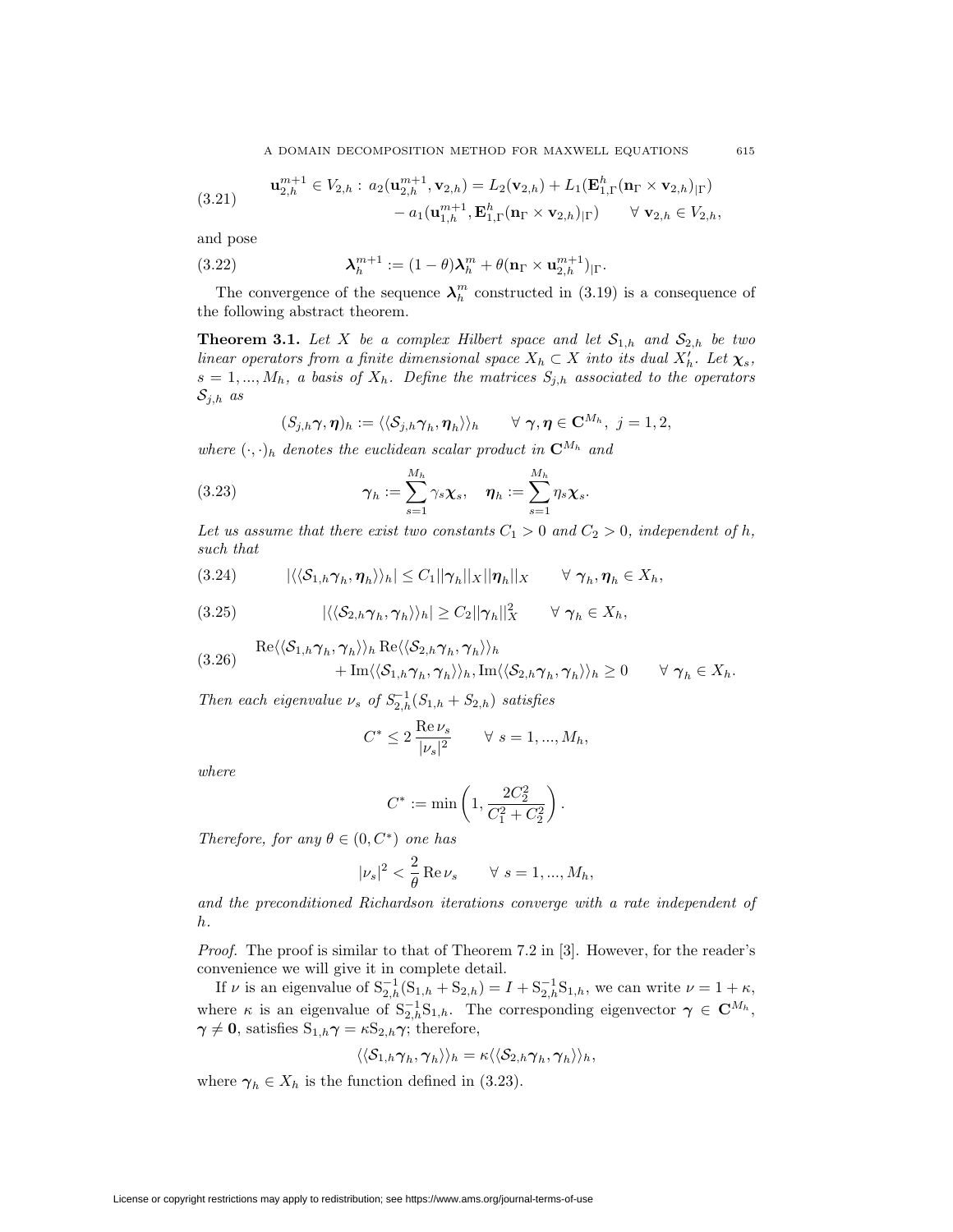$$
\begin{aligned}
\mathbf{u}_{2,h}^{m+1} \in V_{2,h} :\ a_2(\mathbf{u}_{2,h}^{m+1}, \mathbf{v}_{2,h}) &= L_2(\mathbf{v}_{2,h}) + L_1(\mathbf{E}_{1,\Gamma}^h(\mathbf{n}_\Gamma \times \mathbf{v}_{2,h})_{|\Gamma}) \\
&\quad - a_1(\mathbf{u}_{1,h}^{m+1}, \mathbf{E}_{1,\Gamma}^h(\mathbf{n}_\Gamma \times \mathbf{v}_{2,h})_{|\Gamma}) \qquad \forall\ \mathbf{v}_{2,h} \in V_{2,h},
\end{aligned} \tag{3.21}
$$

and pose

$$
\boldsymbol{\lambda}_h^{m+1} := (1-\theta)\boldsymbol{\lambda}_h^m + \theta(\mathbf{n}_\Gamma \times \mathbf{u}_{2,h}^{m+1})_{|\Gamma}. \tag{3.22}
$$

The convergence of the sequence $\boldsymbol{\lambda}_h^m$ constructed in (3.19) is a consequence of the following abstract theorem.

**Theorem 3.1.** *Let $X$ be a complex Hilbert space and let $\mathcal{S}_{1,h}$ and $\mathcal{S}_{2,h}$ be two linear operators from a finite dimensional space $X_h \subset X$ into its dual $X_h'$. Let $\boldsymbol{\chi}_s$, $s = 1, ..., M_h$, a basis of $X_h$. Define the matrices $S_{j,h}$ associated to the operators $\mathcal{S}_{j,h}$ as*

$$
(S_{j,h}\boldsymbol{\gamma}, \boldsymbol{\eta})_h := \langle\langle \mathcal{S}_{j,h}\boldsymbol{\gamma}_h, \boldsymbol{\eta}_h \rangle\rangle_h \qquad \forall\ \boldsymbol{\gamma}, \boldsymbol{\eta} \in \mathbf{C}^{M_h},\ j = 1, 2,
$$

*where $(\cdot,\cdot)_h$ denotes the euclidean scalar product in $\mathbf{C}^{M_h}$ and*

$$
\boldsymbol{\gamma}_h := \sum_{s=1}^{M_h} \gamma_s \boldsymbol{\chi}_s, \quad \boldsymbol{\eta}_h := \sum_{s=1}^{M_h} \eta_s \boldsymbol{\chi}_s. \tag{3.23}
$$

*Let us assume that there exist two constants $C_1 > 0$ and $C_2 > 0$, independent of $h$, such that*

$$
|\langle\langle \mathcal{S}_{1,h}\boldsymbol{\gamma}_h, \boldsymbol{\eta}_h \rangle\rangle_h| \le C_1 ||\boldsymbol{\gamma}_h||_X ||\boldsymbol{\eta}_h||_X \qquad \forall\ \boldsymbol{\gamma}_h, \boldsymbol{\eta}_h \in X_h, \tag{3.24}
$$

$$
|\langle\langle \mathcal{S}_{2,h}\boldsymbol{\gamma}_h, \boldsymbol{\gamma}_h \rangle\rangle_h| \ge C_2 ||\boldsymbol{\gamma}_h||_X^2 \qquad \forall\ \boldsymbol{\gamma}_h \in X_h, \tag{3.25}
$$

$$
\begin{aligned}
&\mathrm{Re}\langle\langle \mathcal{S}_{1,h}\boldsymbol{\gamma}_h, \boldsymbol{\gamma}_h \rangle\rangle_h \,\mathrm{Re}\langle\langle \mathcal{S}_{2,h}\boldsymbol{\gamma}_h, \boldsymbol{\gamma}_h \rangle\rangle_h \\
&\qquad + \mathrm{Im}\langle\langle \mathcal{S}_{1,h}\boldsymbol{\gamma}_h, \boldsymbol{\gamma}_h \rangle\rangle_h , \mathrm{Im}\langle\langle \mathcal{S}_{2,h}\boldsymbol{\gamma}_h, \boldsymbol{\gamma}_h \rangle\rangle_h \ge 0 \qquad \forall\ \boldsymbol{\gamma}_h \in X_h.
\end{aligned} \tag{3.26}
$$

*Then each eigenvalue $\nu_s$ of $S_{2,h}^{-1}(S_{1,h} + S_{2,h})$ satisfies*

$$
C^* \le 2\,\frac{\mathrm{Re}\,\nu_s}{|\nu_s|^2} \qquad \forall\ s = 1, ..., M_h,
$$

*where*

$$
C^* := \min\left(1, \frac{2C_2^2}{C_1^2 + C_2^2}\right).
$$

*Therefore, for any $\theta \in (0, C^*)$ one has*

$$
|\nu_s|^2 < \frac{2}{\theta}\,\mathrm{Re}\,\nu_s \qquad \forall\ s = 1, ..., M_h,
$$

*and the preconditioned Richardson iterations converge with a rate independent of $h$.*

*Proof.* The proof is similar to that of Theorem 7.2 in [3]. However, for the reader's convenience we will give it in complete detail.

If $\nu$ is an eigenvalue of $\mathrm{S}_{2,h}^{-1}(\mathrm{S}_{1,h} + \mathrm{S}_{2,h}) = I + \mathrm{S}_{2,h}^{-1}\mathrm{S}_{1,h}$, we can write $\nu = 1 + \kappa$, where $\kappa$ is an eigenvalue of $\mathrm{S}_{2,h}^{-1}\mathrm{S}_{1,h}$. The corresponding eigenvector $\boldsymbol{\gamma} \in \mathbf{C}^{M_h}$, $\boldsymbol{\gamma} \neq \mathbf{0}$, satisfies $\mathrm{S}_{1,h}\boldsymbol{\gamma} = \kappa \mathrm{S}_{2,h}\boldsymbol{\gamma}$; therefore,

$$
\langle\langle \mathcal{S}_{1,h}\boldsymbol{\gamma}_h, \boldsymbol{\gamma}_h \rangle\rangle_h = \kappa \langle\langle \mathcal{S}_{2,h}\boldsymbol{\gamma}_h, \boldsymbol{\gamma}_h \rangle\rangle_h,
$$

where $\boldsymbol{\gamma}_h \in X_h$ is the function defined in (3.23).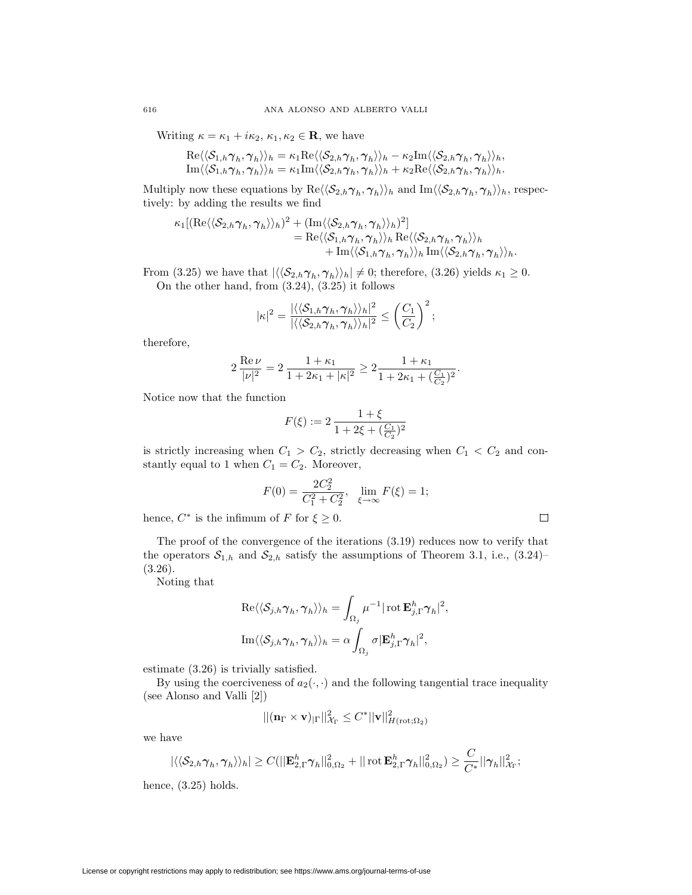Writing $\kappa = \kappa_1 + i\kappa_2$, $\kappa_1, \kappa_2 \in \mathbf{R}$, we have

$$
\begin{aligned}
&\mathrm{Re}\langle\langle \mathcal{S}_{1,h}\boldsymbol{\gamma}_h, \boldsymbol{\gamma}_h\rangle\rangle_h = \kappa_1 \mathrm{Re}\langle\langle \mathcal{S}_{2,h}\boldsymbol{\gamma}_h, \boldsymbol{\gamma}_h\rangle\rangle_h - \kappa_2 \mathrm{Im}\langle\langle \mathcal{S}_{2,h}\boldsymbol{\gamma}_h, \boldsymbol{\gamma}_h\rangle\rangle_h,\\
&\mathrm{Im}\langle\langle \mathcal{S}_{1,h}\boldsymbol{\gamma}_h, \boldsymbol{\gamma}_h\rangle\rangle_h = \kappa_1 \mathrm{Im}\langle\langle \mathcal{S}_{2,h}\boldsymbol{\gamma}_h, \boldsymbol{\gamma}_h\rangle\rangle_h + \kappa_2 \mathrm{Re}\langle\langle \mathcal{S}_{2,h}\boldsymbol{\gamma}_h, \boldsymbol{\gamma}_h\rangle\rangle_h.
\end{aligned}
$$

Multiply now these equations by $\mathrm{Re}\langle\langle \mathcal{S}_{2,h}\boldsymbol{\gamma}_h, \boldsymbol{\gamma}_h\rangle\rangle_h$ and $\mathrm{Im}\langle\langle \mathcal{S}_{2,h}\boldsymbol{\gamma}_h, \boldsymbol{\gamma}_h\rangle\rangle_h$, respectively: by adding the results we find

$$
\begin{aligned}
\kappa_1[(\mathrm{Re}\langle\langle \mathcal{S}_{2,h}\boldsymbol{\gamma}_h, \boldsymbol{\gamma}_h\rangle\rangle_h)^2 &+ (\mathrm{Im}\langle\langle \mathcal{S}_{2,h}\boldsymbol{\gamma}_h, \boldsymbol{\gamma}_h\rangle\rangle_h)^2]\\
&= \mathrm{Re}\langle\langle \mathcal{S}_{1,h}\boldsymbol{\gamma}_h, \boldsymbol{\gamma}_h\rangle\rangle_h \,\mathrm{Re}\langle\langle \mathcal{S}_{2,h}\boldsymbol{\gamma}_h, \boldsymbol{\gamma}_h\rangle\rangle_h\\
&\quad + \mathrm{Im}\langle\langle \mathcal{S}_{1,h}\boldsymbol{\gamma}_h, \boldsymbol{\gamma}_h\rangle\rangle_h \,\mathrm{Im}\langle\langle \mathcal{S}_{2,h}\boldsymbol{\gamma}_h, \boldsymbol{\gamma}_h\rangle\rangle_h.
\end{aligned}
$$

From (3.25) we have that $|\langle\langle \mathcal{S}_{2,h}\boldsymbol{\gamma}_h, \boldsymbol{\gamma}_h\rangle\rangle_h| \neq 0$; therefore, (3.26) yields $\kappa_1 \geq 0$.

On the other hand, from (3.24), (3.25) it follows

$$
|\kappa|^2 = \frac{|\langle\langle \mathcal{S}_{1,h}\boldsymbol{\gamma}_h, \boldsymbol{\gamma}_h\rangle\rangle_h|^2}{|\langle\langle \mathcal{S}_{2,h}\boldsymbol{\gamma}_h, \boldsymbol{\gamma}_h\rangle\rangle_h|^2} \leq \left(\frac{C_1}{C_2}\right)^2;
$$

therefore,

$$
2\,\frac{\mathrm{Re}\,\nu}{|\nu|^2} = 2\,\frac{1+\kappa_1}{1+2\kappa_1+|\kappa|^2} \geq 2\frac{1+\kappa_1}{1+2\kappa_1+(\frac{C_1}{C_2})^2}.
$$

Notice now that the function

$$
F(\xi) := 2\,\frac{1+\xi}{1+2\xi+(\frac{C_1}{C_2})^2}
$$

is strictly increasing when $C_1 > C_2$, strictly decreasing when $C_1 < C_2$ and constantly equal to 1 when $C_1 = C_2$. Moreover,

$$
F(0) = \frac{2C_2^2}{C_1^2+C_2^2}, \quad \lim_{\xi\to\infty} F(\xi) = 1;
$$

hence, $C^*$ is the infimum of $F$ for $\xi \geq 0$. $\square$

The proof of the convergence of the iterations (3.19) reduces now to verify that the operators $\mathcal{S}_{1,h}$ and $\mathcal{S}_{2,h}$ satisfy the assumptions of Theorem 3.1, i.e., (3.24)–(3.26).

Noting that

$$
\begin{aligned}
\mathrm{Re}\langle\langle \mathcal{S}_{j,h}\boldsymbol{\gamma}_h, \boldsymbol{\gamma}_h\rangle\rangle_h &= \int_{\Omega_j} \mu^{-1}|\operatorname{rot}\mathbf{E}^h_{j,\Gamma}\boldsymbol{\gamma}_h|^2,\\
\mathrm{Im}\langle\langle \mathcal{S}_{j,h}\boldsymbol{\gamma}_h, \boldsymbol{\gamma}_h\rangle\rangle_h &= \alpha\int_{\Omega_j} \sigma|\mathbf{E}^h_{j,\Gamma}\boldsymbol{\gamma}_h|^2,
\end{aligned}
$$

estimate (3.26) is trivially satisfied.

By using the coerciveness of $a_2(\cdot,\cdot)$ and the following tangential trace inequality (see Alonso and Valli [2])

$$
||(\mathbf{n}_\Gamma \times \mathbf{v})_{|\Gamma}||^2_{\mathcal{X}_\Gamma} \leq C^*||\mathbf{v}||^2_{H(\mathrm{rot};\Omega_2)}
$$

we have

$$
|\langle\langle \mathcal{S}_{2,h}\boldsymbol{\gamma}_h, \boldsymbol{\gamma}_h\rangle\rangle_h| \geq C(||\mathbf{E}^h_{2,\Gamma}\boldsymbol{\gamma}_h||^2_{0,\Omega_2} + ||\operatorname{rot}\mathbf{E}^h_{2,\Gamma}\boldsymbol{\gamma}_h||^2_{0,\Omega_2}) \geq \frac{C}{C^*}||\boldsymbol{\gamma}_h||^2_{\mathcal{X}_\Gamma};
$$

hence, (3.25) holds.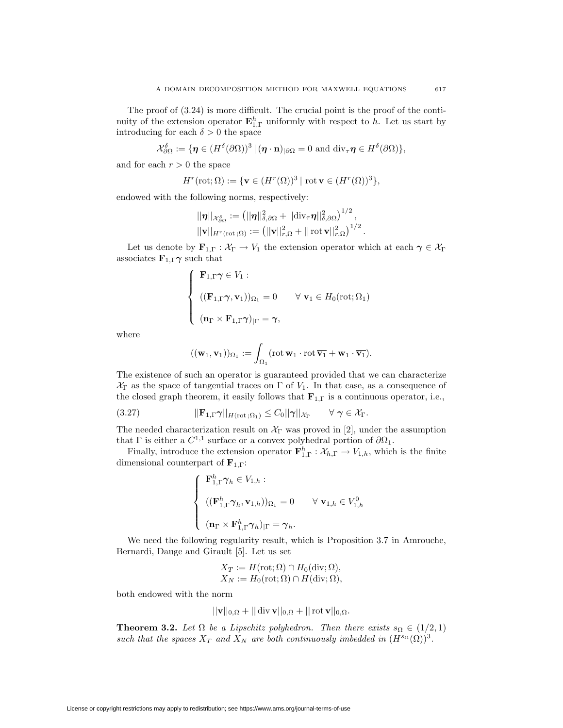The proof of (3.24) is more difficult. The crucial point is the proof of the continuity of the extension operator $\mathbf{E}^h_{1,\Gamma}$ uniformly with respect to $h$. Let us start by introducing for each $\delta > 0$ the space

$$\mathcal{X}^\delta_{\partial\Omega} := \{\boldsymbol{\eta} \in (H^\delta(\partial\Omega))^3 \,|\, (\boldsymbol{\eta}\cdot\mathbf{n})_{|\partial\Omega} = 0 \text{ and } \mathrm{div}_\tau \boldsymbol{\eta} \in H^\delta(\partial\Omega)\},$$

and for each $r > 0$ the space

$$H^r(\mathrm{rot};\Omega) := \{\mathbf{v} \in (H^r(\Omega))^3 \mid \mathrm{rot}\,\mathbf{v} \in (H^r(\Omega))^3\},$$

endowed with the following norms, respectively:

$$\begin{aligned} ||\boldsymbol{\eta}||_{\mathcal{X}^\delta_{\partial\Omega}} &:= \left(||\boldsymbol{\eta}||^2_{\delta,\partial\Omega} + ||\mathrm{div}_\tau \boldsymbol{\eta}||^2_{\delta,\partial\Omega}\right)^{1/2}, \\ ||\mathbf{v}||_{H^r(\mathrm{rot}\,;\Omega)} &:= \left(||\mathbf{v}||^2_{r,\Omega} + ||\,\mathrm{rot}\,\mathbf{v}||^2_{r,\Omega}\right)^{1/2}. \end{aligned}$$

Let us denote by $\mathbf{F}_{1,\Gamma} : \mathcal{X}_\Gamma \to V_1$ the extension operator which at each $\boldsymbol{\gamma} \in \mathcal{X}_\Gamma$ associates $\mathbf{F}_{1,\Gamma}\boldsymbol{\gamma}$ such that

$$\begin{cases} \mathbf{F}_{1,\Gamma}\boldsymbol{\gamma} \in V_1 : \\ ((\mathbf{F}_{1,\Gamma}\boldsymbol{\gamma}, \mathbf{v}_1))_{\Omega_1} = 0 \qquad \forall\ \mathbf{v}_1 \in H_0(\mathrm{rot};\Omega_1) \\ (\mathbf{n}_\Gamma \times \mathbf{F}_{1,\Gamma}\boldsymbol{\gamma})_{|\Gamma} = \boldsymbol{\gamma}, \end{cases}$$

where

$$((\mathbf{w}_1, \mathbf{v}_1))_{\Omega_1} := \int_{\Omega_1} (\mathrm{rot}\,\mathbf{w}_1 \cdot \mathrm{rot}\,\overline{\mathbf{v}_1} + \mathbf{w}_1 \cdot \overline{\mathbf{v}_1}).$$

The existence of such an operator is guaranteed provided that we can characterize $\mathcal{X}_\Gamma$ as the space of tangential traces on $\Gamma$ of $V_1$. In that case, as a consequence of the closed graph theorem, it easily follows that $\mathbf{F}_{1,\Gamma}$ is a continuous operator, i.e.,

$$||\mathbf{F}_{1,\Gamma}\boldsymbol{\gamma}||_{H(\mathrm{rot}\,;\Omega_1)} \le C_0 ||\boldsymbol{\gamma}||_{\mathcal{X}_\Gamma} \qquad \forall\ \boldsymbol{\gamma} \in \mathcal{X}_\Gamma. \tag{3.27}$$

The needed characterization result on $\mathcal{X}_\Gamma$ was proved in [2], under the assumption that $\Gamma$ is either a $C^{1,1}$ surface or a convex polyhedral portion of $\partial\Omega_1$.

Finally, introduce the extension operator $\mathbf{F}^h_{1,\Gamma} : \mathcal{X}_{h,\Gamma} \to V_{1,h}$, which is the finite dimensional counterpart of $\mathbf{F}_{1,\Gamma}$:

$$\begin{cases} \mathbf{F}^h_{1,\Gamma}\boldsymbol{\gamma}_h \in V_{1,h} : \\ ((\mathbf{F}^h_{1,\Gamma}\boldsymbol{\gamma}_h, \mathbf{v}_{1,h}))_{\Omega_1} = 0 \qquad \forall\ \mathbf{v}_{1,h} \in V^0_{1,h} \\ (\mathbf{n}_\Gamma \times \mathbf{F}^h_{1,\Gamma}\boldsymbol{\gamma}_h)_{|\Gamma} = \boldsymbol{\gamma}_h. \end{cases}$$

We need the following regularity result, which is Proposition 3.7 in Amrouche, Bernardi, Dauge and Girault [5]. Let us set

$$\begin{aligned} X_T &:= H(\mathrm{rot};\Omega) \cap H_0(\mathrm{div};\Omega), \\ X_N &:= H_0(\mathrm{rot};\Omega) \cap H(\mathrm{div};\Omega), \end{aligned}$$

both endowed with the norm

$$||\mathbf{v}||_{0,\Omega} + ||\,\mathrm{div}\,\mathbf{v}||_{0,\Omega} + ||\,\mathrm{rot}\,\mathbf{v}||_{0,\Omega}.$$

**Theorem 3.2.** *Let $\Omega$ be a Lipschitz polyhedron. Then there exists $s_\Omega \in (1/2, 1)$ such that the spaces $X_T$ and $X_N$ are both continuously imbedded in $(H^{s_\Omega}(\Omega))^3$.*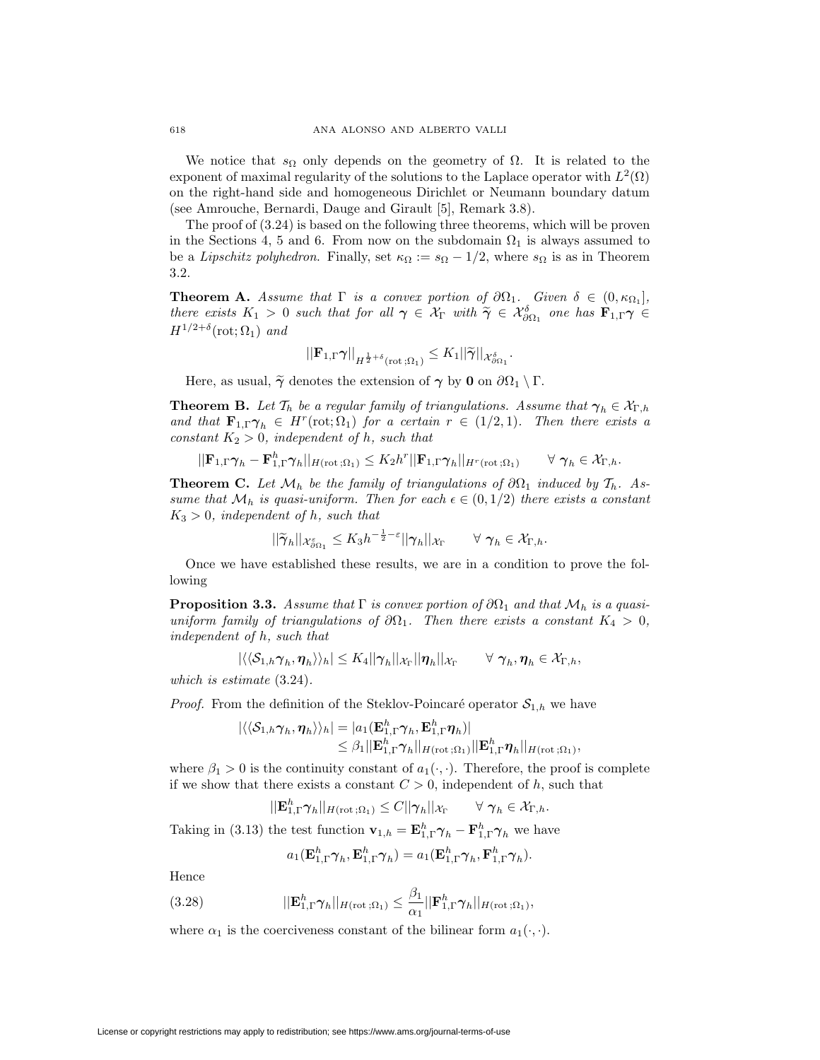We notice that $s_\Omega$ only depends on the geometry of $\Omega$. It is related to the exponent of maximal regularity of the solutions to the Laplace operator with $L^2(\Omega)$ on the right-hand side and homogeneous Dirichlet or Neumann boundary datum (see Amrouche, Bernardi, Dauge and Girault [5], Remark 3.8).

The proof of (3.24) is based on the following three theorems, which will be proven in the Sections 4, 5 and 6. From now on the subdomain $\Omega_1$ is always assumed to be a *Lipschitz polyhedron*. Finally, set $\kappa_\Omega := s_\Omega - 1/2$, where $s_\Omega$ is as in Theorem 3.2.

**Theorem A.** *Assume that $\Gamma$ is a convex portion of $\partial\Omega_1$. Given $\delta \in (0, \kappa_{\Omega_1}]$, there exists $K_1 > 0$ such that for all $\boldsymbol{\gamma} \in \mathcal{X}_\Gamma$ with $\widetilde{\boldsymbol{\gamma}} \in \mathcal{X}^\delta_{\partial\Omega_1}$ one has $\mathbf{F}_{1,\Gamma}\boldsymbol{\gamma} \in H^{1/2+\delta}(\mathrm{rot};\Omega_1)$ and*

$$||\mathbf{F}_{1,\Gamma}\boldsymbol{\gamma}||_{H^{\frac{1}{2}+\delta}(\mathrm{rot}\,;\Omega_1)} \leq K_1 ||\widetilde{\boldsymbol{\gamma}}||_{\mathcal{X}^\delta_{\partial\Omega_1}}.$$

Here, as usual, $\widetilde{\boldsymbol{\gamma}}$ denotes the extension of $\boldsymbol{\gamma}$ by $\mathbf{0}$ on $\partial\Omega_1 \setminus \Gamma$.

**Theorem B.** *Let $\mathcal{T}_h$ be a regular family of triangulations. Assume that $\boldsymbol{\gamma}_h \in \mathcal{X}_{\Gamma,h}$ and that $\mathbf{F}_{1,\Gamma}\boldsymbol{\gamma}_h \in H^r(\mathrm{rot};\Omega_1)$ for a certain $r \in (1/2, 1)$. Then there exists a constant $K_2 > 0$, independent of $h$, such that*

$$||\mathbf{F}_{1,\Gamma}\boldsymbol{\gamma}_h - \mathbf{F}^h_{1,\Gamma}\boldsymbol{\gamma}_h||_{H(\mathrm{rot}\,;\Omega_1)} \leq K_2 h^r ||\mathbf{F}_{1,\Gamma}\boldsymbol{\gamma}_h||_{H^r(\mathrm{rot}\,;\Omega_1)} \qquad \forall\ \boldsymbol{\gamma}_h \in \mathcal{X}_{\Gamma,h}.$$

**Theorem C.** *Let $\mathcal{M}_h$ be the family of triangulations of $\partial\Omega_1$ induced by $\mathcal{T}_h$. Assume that $\mathcal{M}_h$ is quasi-uniform. Then for each $\epsilon \in (0, 1/2)$ there exists a constant $K_3 > 0$, independent of $h$, such that*

$$||\widetilde{\boldsymbol{\gamma}}_h||_{\mathcal{X}^\varepsilon_{\partial\Omega_1}} \leq K_3 h^{-\frac{1}{2}-\varepsilon} ||\boldsymbol{\gamma}_h||_{\mathcal{X}_\Gamma} \qquad \forall\ \boldsymbol{\gamma}_h \in \mathcal{X}_{\Gamma,h}.$$

Once we have established these results, we are in a condition to prove the following

**Proposition 3.3.** *Assume that $\Gamma$ is convex portion of $\partial\Omega_1$ and that $\mathcal{M}_h$ is a quasi-uniform family of triangulations of $\partial\Omega_1$. Then there exists a constant $K_4 > 0$, independent of $h$, such that*

$$|\langle\langle \mathcal{S}_{1,h}\boldsymbol{\gamma}_h, \boldsymbol{\eta}_h \rangle\rangle_h| \leq K_4 ||\boldsymbol{\gamma}_h||_{\mathcal{X}_\Gamma} ||\boldsymbol{\eta}_h||_{\mathcal{X}_\Gamma} \qquad \forall\ \boldsymbol{\gamma}_h, \boldsymbol{\eta}_h \in \mathcal{X}_{\Gamma,h},$$

*which is estimate* (3.24).

*Proof.* From the definition of the Steklov-Poincaré operator $\mathcal{S}_{1,h}$ we have

$$\begin{aligned}|\langle\langle \mathcal{S}_{1,h}\boldsymbol{\gamma}_h, \boldsymbol{\eta}_h \rangle\rangle_h| &= |a_1(\mathbf{E}^h_{1,\Gamma}\boldsymbol{\gamma}_h, \mathbf{E}^h_{1,\Gamma}\boldsymbol{\eta}_h)| \\ &\leq \beta_1 ||\mathbf{E}^h_{1,\Gamma}\boldsymbol{\gamma}_h||_{H(\mathrm{rot}\,;\Omega_1)} ||\mathbf{E}^h_{1,\Gamma}\boldsymbol{\eta}_h||_{H(\mathrm{rot}\,;\Omega_1)},\end{aligned}$$

where $\beta_1 > 0$ is the continuity constant of $a_1(\cdot,\cdot)$. Therefore, the proof is complete if we show that there exists a constant $C > 0$, independent of $h$, such that

$$||\mathbf{E}^h_{1,\Gamma}\boldsymbol{\gamma}_h||_{H(\mathrm{rot}\,;\Omega_1)} \leq C ||\boldsymbol{\gamma}_h||_{\mathcal{X}_\Gamma} \qquad \forall\ \boldsymbol{\gamma}_h \in \mathcal{X}_{\Gamma,h}.$$

Taking in (3.13) the test function $\mathbf{v}_{1,h} = \mathbf{E}^h_{1,\Gamma}\boldsymbol{\gamma}_h - \mathbf{F}^h_{1,\Gamma}\boldsymbol{\gamma}_h$ we have

$$a_1(\mathbf{E}^h_{1,\Gamma}\boldsymbol{\gamma}_h, \mathbf{E}^h_{1,\Gamma}\boldsymbol{\gamma}_h) = a_1(\mathbf{E}^h_{1,\Gamma}\boldsymbol{\gamma}_h, \mathbf{F}^h_{1,\Gamma}\boldsymbol{\gamma}_h).$$

Hence

$$||\mathbf{E}^h_{1,\Gamma}\boldsymbol{\gamma}_h||_{H(\mathrm{rot}\,;\Omega_1)} \leq \frac{\beta_1}{\alpha_1} ||\mathbf{F}^h_{1,\Gamma}\boldsymbol{\gamma}_h||_{H(\mathrm{rot}\,;\Omega_1)}, \tag{3.28}$$

where $\alpha_1$ is the coerciveness constant of the bilinear form $a_1(\cdot,\cdot)$.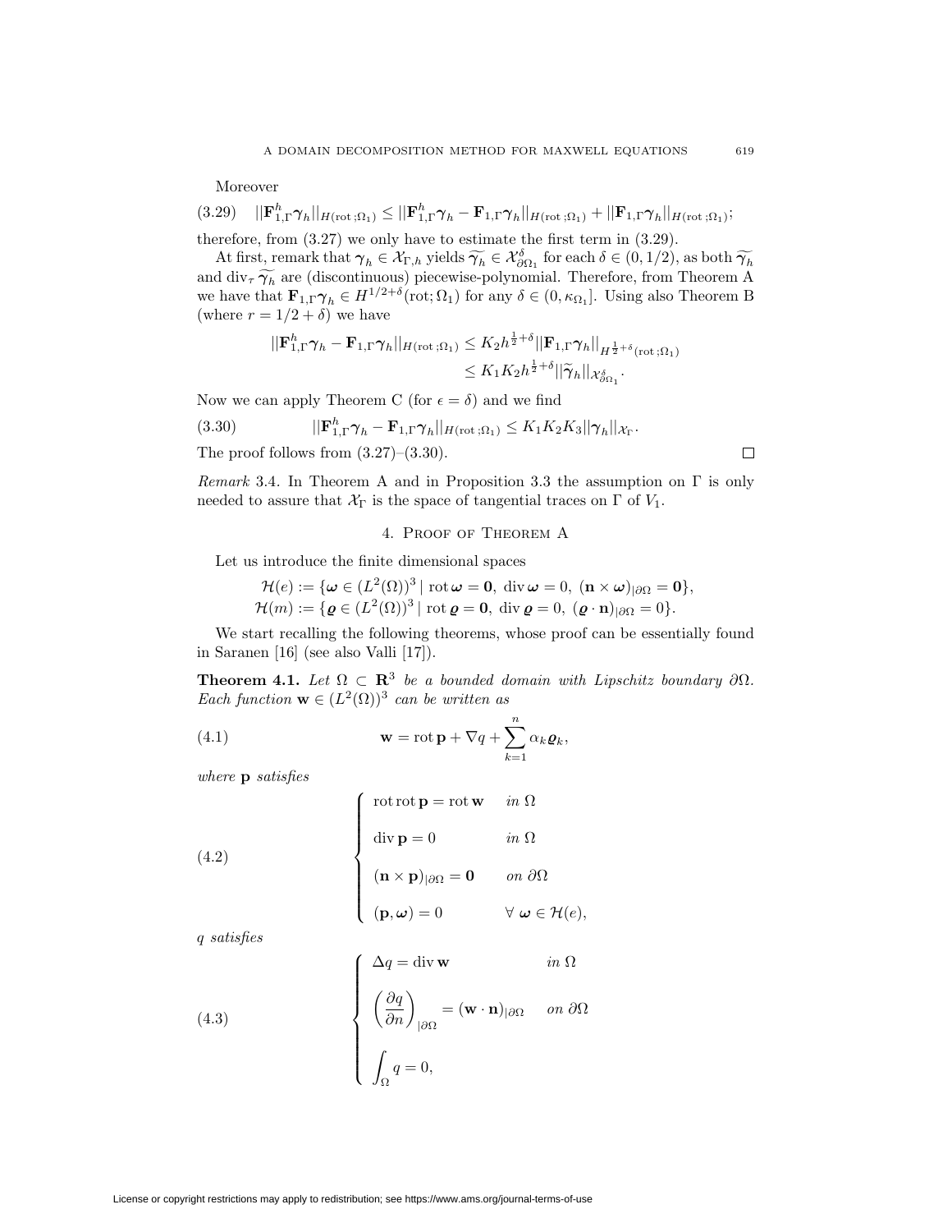Moreover

$$
(3.29)\quad ||\mathbf{F}^h_{1,\Gamma}\boldsymbol{\gamma}_h||_{H(\mathrm{rot}\,;\Omega_1)} \le ||\mathbf{F}^h_{1,\Gamma}\boldsymbol{\gamma}_h - \mathbf{F}_{1,\Gamma}\boldsymbol{\gamma}_h||_{H(\mathrm{rot}\,;\Omega_1)} + ||\mathbf{F}_{1,\Gamma}\boldsymbol{\gamma}_h||_{H(\mathrm{rot}\,;\Omega_1)};
$$

therefore, from (3.27) we only have to estimate the first term in (3.29).

At first, remark that $\boldsymbol{\gamma}_h \in \mathcal{X}_{\Gamma,h}$ yields $\widetilde{\boldsymbol{\gamma}_h} \in \mathcal{X}^{\delta}_{\partial\Omega_1}$ for each $\delta \in (0, 1/2)$, as both $\widetilde{\boldsymbol{\gamma}_h}$ and $\mathrm{div}_\tau\, \widetilde{\boldsymbol{\gamma}_h}$ are (discontinuous) piecewise-polynomial. Therefore, from Theorem A we have that $\mathbf{F}_{1,\Gamma}\boldsymbol{\gamma}_h \in H^{1/2+\delta}(\mathrm{rot}; \Omega_1)$ for any $\delta \in (0, \kappa_{\Omega_1}]$. Using also Theorem B (where $r = 1/2 + \delta$) we have

$$
\begin{aligned}
||\mathbf{F}^h_{1,\Gamma}\boldsymbol{\gamma}_h - \mathbf{F}_{1,\Gamma}\boldsymbol{\gamma}_h||_{H(\mathrm{rot}\,;\Omega_1)} &\le K_2 h^{\frac{1}{2}+\delta} ||\mathbf{F}_{1,\Gamma}\boldsymbol{\gamma}_h||_{H^{\frac{1}{2}+\delta}(\mathrm{rot}\,;\Omega_1)} \\
&\le K_1 K_2 h^{\frac{1}{2}+\delta} ||\widetilde{\boldsymbol{\gamma}}_h||_{\mathcal{X}^{\delta}_{\partial\Omega_1}}.
\end{aligned}
$$

Now we can apply Theorem C (for $\epsilon = \delta$) and we find

$$
(3.30)\qquad ||\mathbf{F}^h_{1,\Gamma}\boldsymbol{\gamma}_h - \mathbf{F}_{1,\Gamma}\boldsymbol{\gamma}_h||_{H(\mathrm{rot}\,;\Omega_1)} \le K_1 K_2 K_3 ||\boldsymbol{\gamma}_h||_{\mathcal{X}_\Gamma}.
$$

The proof follows from (3.27)–(3.30). □

*Remark* 3.4. In Theorem A and in Proposition 3.3 the assumption on $\Gamma$ is only needed to assure that $\mathcal{X}_\Gamma$ is the space of tangential traces on $\Gamma$ of $V_1$.

## 4. Proof of Theorem A

Let us introduce the finite dimensional spaces

$$
\begin{aligned}
\mathcal{H}(e) &:= \{\boldsymbol{\omega} \in (L^2(\Omega))^3 \mid \mathrm{rot}\,\boldsymbol{\omega} = \mathbf{0},\ \mathrm{div}\,\boldsymbol{\omega} = 0,\ (\mathbf{n} \times \boldsymbol{\omega})_{|\partial\Omega} = \mathbf{0}\},\\
\mathcal{H}(m) &:= \{\boldsymbol{\varrho} \in (L^2(\Omega))^3 \mid \mathrm{rot}\,\boldsymbol{\varrho} = \mathbf{0},\ \mathrm{div}\,\boldsymbol{\varrho} = 0,\ (\boldsymbol{\varrho} \cdot \mathbf{n})_{|\partial\Omega} = 0\}.
\end{aligned}
$$

We start recalling the following theorems, whose proof can be essentially found in Saranen [16] (see also Valli [17]).

**Theorem 4.1.** *Let $\Omega \subset \mathbf{R}^3$ be a bounded domain with Lipschitz boundary $\partial\Omega$. Each function $\mathbf{w} \in (L^2(\Omega))^3$ can be written as*

$$
(4.1)\qquad \mathbf{w} = \mathrm{rot}\,\mathbf{p} + \nabla q + \sum_{k=1}^{n} \alpha_k \boldsymbol{\varrho}_k,
$$

*where* $\mathbf{p}$ *satisfies*

$$
(4.2)\qquad \begin{cases}
\mathrm{rot}\,\mathrm{rot}\,\mathbf{p} = \mathrm{rot}\,\mathbf{w} & \text{in } \Omega\\[2mm]
\mathrm{div}\,\mathbf{p} = 0 & \text{in } \Omega\\[2mm]
(\mathbf{n} \times \mathbf{p})_{|\partial\Omega} = \mathbf{0} & \text{on } \partial\Omega\\[2mm]
(\mathbf{p}, \boldsymbol{\omega}) = 0 & \forall\ \boldsymbol{\omega} \in \mathcal{H}(e),
\end{cases}
$$

*$q$ satisfies*

$$
(4.3)\qquad \begin{cases}
\Delta q = \mathrm{div}\,\mathbf{w} & \text{in } \Omega\\[2mm]
\left(\dfrac{\partial q}{\partial n}\right)_{|\partial\Omega} = (\mathbf{w} \cdot \mathbf{n})_{|\partial\Omega} & \text{on } \partial\Omega\\[2mm]
\displaystyle\int_\Omega q = 0,
\end{cases}
$$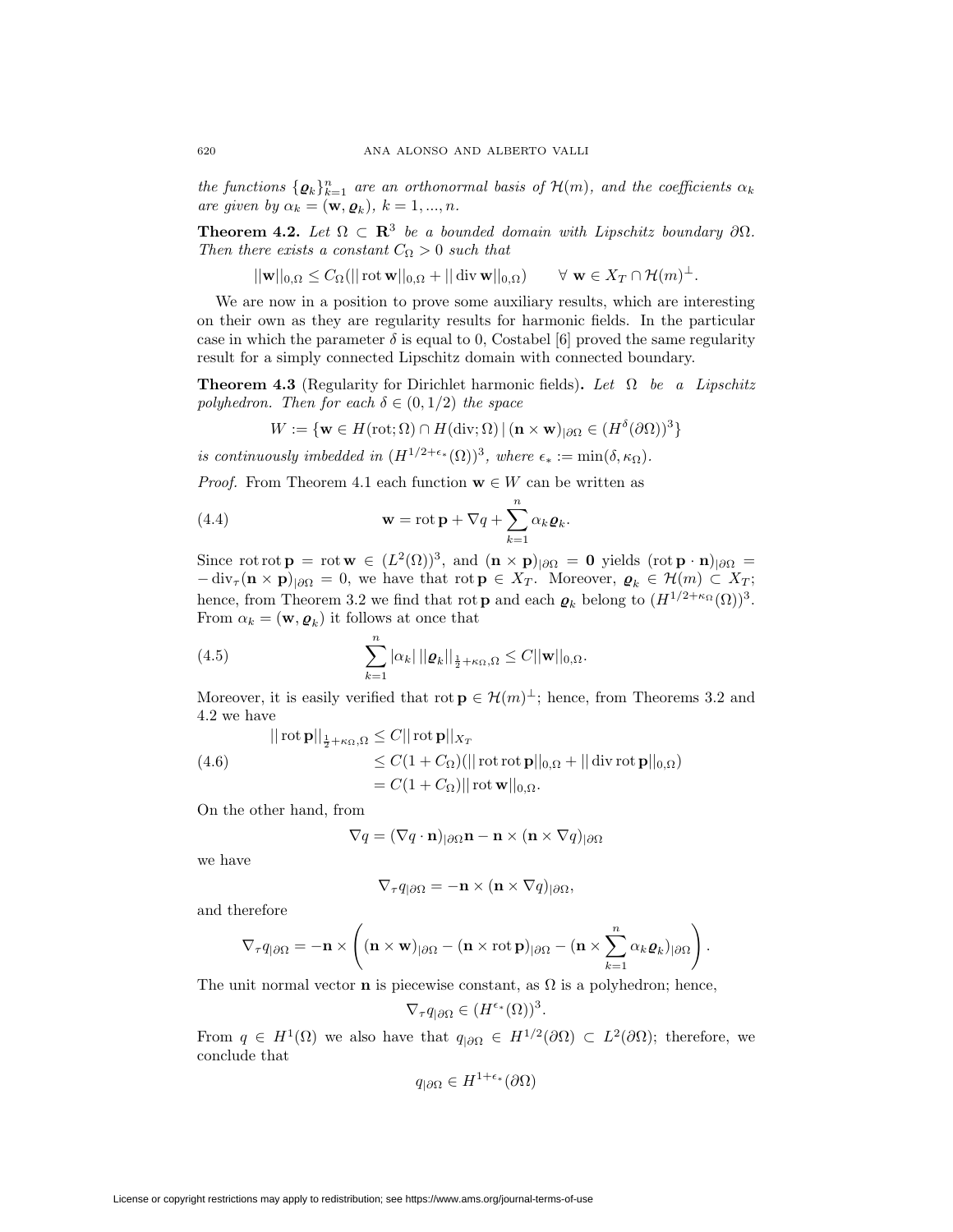*the functions* $\{\boldsymbol{\varrho}_k\}_{k=1}^n$ *are an orthonormal basis of* $\mathcal{H}(m)$*, and the coefficients* $\alpha_k$ *are given by* $\alpha_k = (\mathbf{w}, \boldsymbol{\varrho}_k)$*,* $k = 1, ..., n$*.*

**Theorem 4.2.** *Let* $\Omega \subset \mathbf{R}^3$ *be a bounded domain with Lipschitz boundary* $\partial\Omega$*. Then there exists a constant* $C_\Omega > 0$ *such that*

$$||\mathbf{w}||_{0,\Omega} \leq C_\Omega(||\operatorname{rot}\mathbf{w}||_{0,\Omega} + ||\operatorname{div}\mathbf{w}||_{0,\Omega}) \qquad \forall\ \mathbf{w} \in X_T \cap \mathcal{H}(m)^\perp.$$

We are now in a position to prove some auxiliary results, which are interesting on their own as they are regularity results for harmonic fields. In the particular case in which the parameter $\delta$ is equal to 0, Costabel [6] proved the same regularity result for a simply connected Lipschitz domain with connected boundary.

**Theorem 4.3** (Regularity for Dirichlet harmonic fields)**.** *Let* $\Omega$ *be a Lipschitz polyhedron. Then for each* $\delta \in (0, 1/2)$ *the space*

$$W := \{\mathbf{w} \in H(\operatorname{rot};\Omega) \cap H(\operatorname{div};\Omega) \,|\, (\mathbf{n} \times \mathbf{w})_{|\partial\Omega} \in (H^\delta(\partial\Omega))^3\}$$

*is continuously imbedded in* $(H^{1/2+\epsilon_*}(\Omega))^3$*, where* $\epsilon_* := \min(\delta, \kappa_\Omega)$*.*

*Proof.* From Theorem 4.1 each function $\mathbf{w} \in W$ can be written as

$$\mathbf{w} = \operatorname{rot}\mathbf{p} + \nabla q + \sum_{k=1}^n \alpha_k \boldsymbol{\varrho}_k. \tag{4.4}$$

Since $\operatorname{rot}\operatorname{rot}\mathbf{p} = \operatorname{rot}\mathbf{w} \in (L^2(\Omega))^3$, and $(\mathbf{n} \times \mathbf{p})_{|\partial\Omega} = \mathbf{0}$ yields $(\operatorname{rot}\mathbf{p} \cdot \mathbf{n})_{|\partial\Omega} = -\operatorname{div}_\tau(\mathbf{n} \times \mathbf{p})_{|\partial\Omega} = 0$, we have that $\operatorname{rot}\mathbf{p} \in X_T$. Moreover, $\boldsymbol{\varrho}_k \in \mathcal{H}(m) \subset X_T$; hence, from Theorem 3.2 we find that $\operatorname{rot}\mathbf{p}$ and each $\boldsymbol{\varrho}_k$ belong to $(H^{1/2+\kappa_\Omega}(\Omega))^3$. From $\alpha_k = (\mathbf{w}, \boldsymbol{\varrho}_k)$ it follows at once that

$$\sum_{k=1}^n |\alpha_k|\, ||\boldsymbol{\varrho}_k||_{\frac{1}{2}+\kappa_\Omega,\Omega} \leq C||\mathbf{w}||_{0,\Omega}. \tag{4.5}$$

Moreover, it is easily verified that $\operatorname{rot}\mathbf{p} \in \mathcal{H}(m)^\perp$; hence, from Theorems 3.2 and 4.2 we have

$$\begin{aligned}
||\operatorname{rot}\mathbf{p}||_{\frac{1}{2}+\kappa_\Omega,\Omega} &\leq C||\operatorname{rot}\mathbf{p}||_{X_T} \\
&\leq C(1 + C_\Omega)(||\operatorname{rot}\operatorname{rot}\mathbf{p}||_{0,\Omega} + ||\operatorname{div}\operatorname{rot}\mathbf{p}||_{0,\Omega}) \\
&= C(1 + C_\Omega)||\operatorname{rot}\mathbf{w}||_{0,\Omega}.
\end{aligned} \tag{4.6}$$

On the other hand, from

$$\nabla q = (\nabla q \cdot \mathbf{n})_{|\partial\Omega}\mathbf{n} - \mathbf{n} \times (\mathbf{n} \times \nabla q)_{|\partial\Omega}$$

we have

$$\nabla_\tau q_{|\partial\Omega} = -\mathbf{n} \times (\mathbf{n} \times \nabla q)_{|\partial\Omega},$$

and therefore

$$\nabla_\tau q_{|\partial\Omega} = -\mathbf{n} \times \left( (\mathbf{n} \times \mathbf{w})_{|\partial\Omega} - (\mathbf{n} \times \operatorname{rot}\mathbf{p})_{|\partial\Omega} - (\mathbf{n} \times \sum_{k=1}^n \alpha_k \boldsymbol{\varrho}_k)_{|\partial\Omega} \right).$$

The unit normal vector $\mathbf{n}$ is piecewise constant, as $\Omega$ is a polyhedron; hence,

$$\nabla_\tau q_{|\partial\Omega} \in (H^{\epsilon_*}(\Omega))^3.$$

From $q \in H^1(\Omega)$ we also have that $q_{|\partial\Omega} \in H^{1/2}(\partial\Omega) \subset L^2(\partial\Omega)$; therefore, we conclude that

$$q_{|\partial\Omega} \in H^{1+\epsilon_*}(\partial\Omega)$$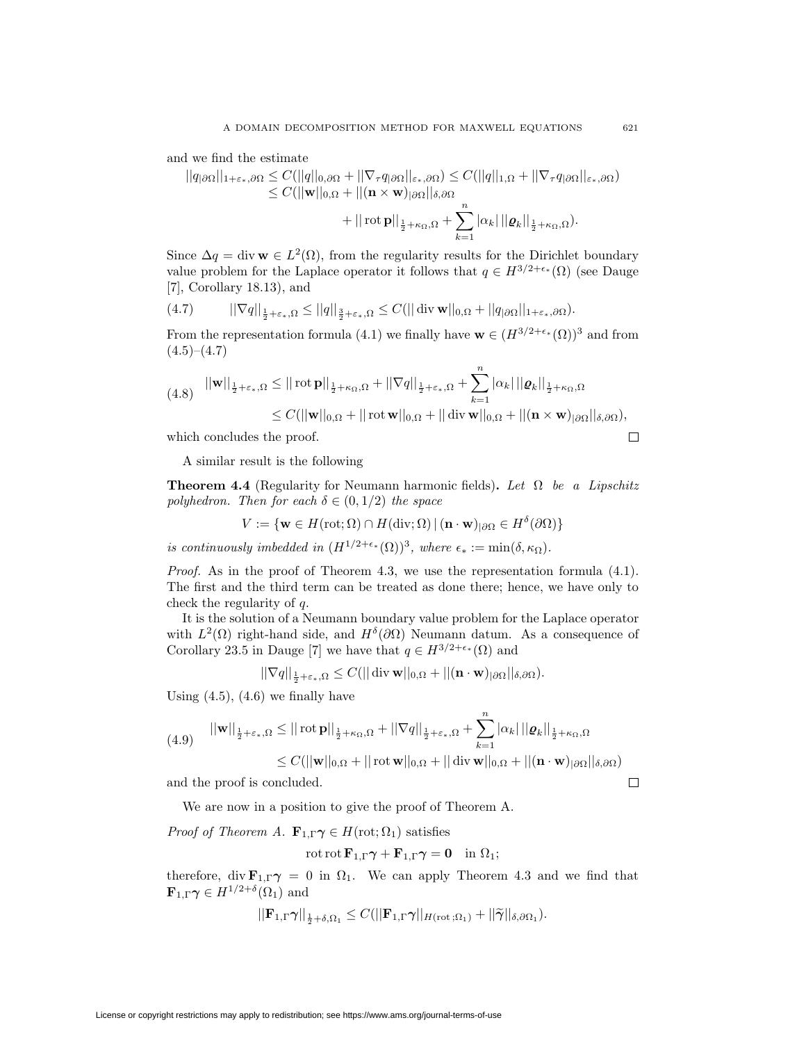and we find the estimate

$$
\begin{aligned}
||q_{|\partial\Omega}||_{1+\varepsilon_*,\partial\Omega} &\leq C(||q||_{0,\partial\Omega} + ||\nabla_\tau q_{|\partial\Omega}||_{\varepsilon_*,\partial\Omega}) \leq C(||q||_{1,\Omega} + ||\nabla_\tau q_{|\partial\Omega}||_{\varepsilon_*,\partial\Omega}) \\
&\leq C(||\mathbf{w}||_{0,\Omega} + ||(\mathbf{n}\times\mathbf{w})_{|\partial\Omega}||_{\delta,\partial\Omega} \\
&\qquad + ||\operatorname{rot}\mathbf{p}||_{\frac{1}{2}+\kappa_\Omega,\Omega} + \sum_{k=1}^{n} |\alpha_k|\, ||\boldsymbol{\varrho}_k||_{\frac{1}{2}+\kappa_\Omega,\Omega}).
\end{aligned}
$$

Since $\Delta q = \operatorname{div}\mathbf{w} \in L^2(\Omega)$, from the regularity results for the Dirichlet boundary value problem for the Laplace operator it follows that $q \in H^{3/2+\epsilon_*}(\Omega)$ (see Dauge [7], Corollary 18.13), and

$$
(4.7) \qquad ||\nabla q||_{\frac{1}{2}+\varepsilon_*,\Omega} \leq ||q||_{\frac{3}{2}+\varepsilon_*,\Omega} \leq C(||\operatorname{div}\mathbf{w}||_{0,\Omega} + ||q_{|\partial\Omega}||_{1+\varepsilon_*,\partial\Omega}).
$$

From the representation formula (4.1) we finally have $\mathbf{w} \in (H^{3/2+\epsilon_*}(\Omega))^3$ and from (4.5)–(4.7)

$$
(4.8) \quad
\begin{aligned}
||\mathbf{w}||_{\frac{1}{2}+\varepsilon_*,\Omega} &\leq ||\operatorname{rot}\mathbf{p}||_{\frac{1}{2}+\kappa_\Omega,\Omega} + ||\nabla q||_{\frac{1}{2}+\varepsilon_*,\Omega} + \sum_{k=1}^{n} |\alpha_k|\, ||\boldsymbol{\varrho}_k||_{\frac{1}{2}+\kappa_\Omega,\Omega} \\
&\leq C(||\mathbf{w}||_{0,\Omega} + ||\operatorname{rot}\mathbf{w}||_{0,\Omega} + ||\operatorname{div}\mathbf{w}||_{0,\Omega} + ||(\mathbf{n}\times\mathbf{w})_{|\partial\Omega}||_{\delta,\partial\Omega}),
\end{aligned}
$$

which concludes the proof. □

A similar result is the following

**Theorem 4.4** (Regularity for Neumann harmonic fields)**.** *Let $\Omega$ be a Lipschitz polyhedron. Then for each $\delta \in (0, 1/2)$ the space*

$$
V := \{\mathbf{w} \in H(\operatorname{rot};\Omega) \cap H(\operatorname{div};\Omega) \,|\, (\mathbf{n}\cdot\mathbf{w})_{|\partial\Omega} \in H^\delta(\partial\Omega)\}
$$

*is continuously imbedded in $(H^{1/2+\epsilon_*}(\Omega))^3$, where $\epsilon_* := \min(\delta, \kappa_\Omega)$.*

*Proof.* As in the proof of Theorem 4.3, we use the representation formula (4.1). The first and the third term can be treated as done there; hence, we have only to check the regularity of $q$.

It is the solution of a Neumann boundary value problem for the Laplace operator with $L^2(\Omega)$ right-hand side, and $H^\delta(\partial\Omega)$ Neumann datum. As a consequence of Corollary 23.5 in Dauge [7] we have that $q \in H^{3/2+\epsilon_*}(\Omega)$ and

$$
||\nabla q||_{\frac{1}{2}+\varepsilon_*,\Omega} \leq C(||\operatorname{div}\mathbf{w}||_{0,\Omega} + ||(\mathbf{n}\cdot\mathbf{w})_{|\partial\Omega}||_{\delta,\partial\Omega}).
$$

Using (4.5), (4.6) we finally have

$$
(4.9) \quad
\begin{aligned}
||\mathbf{w}||_{\frac{1}{2}+\varepsilon_*,\Omega} &\leq ||\operatorname{rot}\mathbf{p}||_{\frac{1}{2}+\kappa_\Omega,\Omega} + ||\nabla q||_{\frac{1}{2}+\varepsilon_*,\Omega} + \sum_{k=1}^{n} |\alpha_k|\, ||\boldsymbol{\varrho}_k||_{\frac{1}{2}+\kappa_\Omega,\Omega} \\
&\leq C(||\mathbf{w}||_{0,\Omega} + ||\operatorname{rot}\mathbf{w}||_{0,\Omega} + ||\operatorname{div}\mathbf{w}||_{0,\Omega} + ||(\mathbf{n}\cdot\mathbf{w})_{|\partial\Omega}||_{\delta,\partial\Omega})
\end{aligned}
$$

and the proof is concluded. □

We are now in a position to give the proof of Theorem A.

*Proof of Theorem A.* $\mathbf{F}_{1,\Gamma}\boldsymbol{\gamma} \in H(\operatorname{rot};\Omega_1)$ satisfies

$$
\operatorname{rot}\operatorname{rot}\mathbf{F}_{1,\Gamma}\boldsymbol{\gamma} + \mathbf{F}_{1,\Gamma}\boldsymbol{\gamma} = \mathbf{0} \quad \text{in } \Omega_1;
$$

therefore, $\operatorname{div}\mathbf{F}_{1,\Gamma}\boldsymbol{\gamma} = 0$ in $\Omega_1$. We can apply Theorem 4.3 and we find that $\mathbf{F}_{1,\Gamma}\boldsymbol{\gamma} \in H^{1/2+\delta}(\Omega_1)$ and

$$
||\mathbf{F}_{1,\Gamma}\boldsymbol{\gamma}||_{\frac{1}{2}+\delta,\Omega_1} \leq C(||\mathbf{F}_{1,\Gamma}\boldsymbol{\gamma}||_{H(\operatorname{rot};\Omega_1)} + ||\widetilde{\boldsymbol{\gamma}}||_{\delta,\partial\Omega_1}).
$$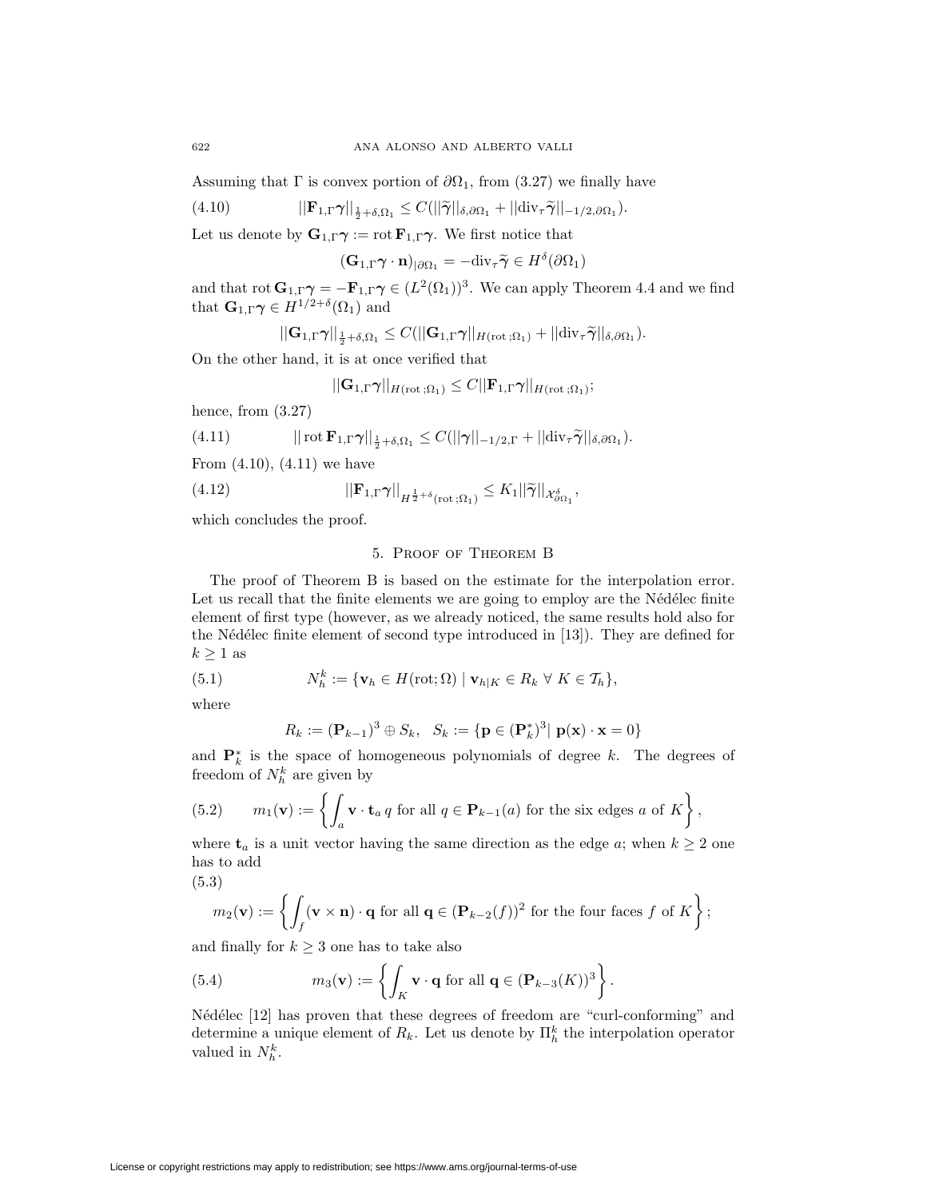Assuming that $\Gamma$ is convex portion of $\partial\Omega_1$, from (3.27) we finally have

$$||\mathbf{F}_{1,\Gamma}\boldsymbol{\gamma}||_{\frac{1}{2}+\delta,\Omega_1} \leq C(||\widetilde{\boldsymbol{\gamma}}||_{\delta,\partial\Omega_1} + ||\mathrm{div}_\tau \widetilde{\boldsymbol{\gamma}}||_{-1/2,\partial\Omega_1}). \tag{4.10}$$

Let us denote by $\mathbf{G}_{1,\Gamma}\boldsymbol{\gamma} := \mathrm{rot}\,\mathbf{F}_{1,\Gamma}\boldsymbol{\gamma}$. We first notice that

$$(\mathbf{G}_{1,\Gamma}\boldsymbol{\gamma}\cdot\mathbf{n})_{|\partial\Omega_1} = -\mathrm{div}_\tau\widetilde{\boldsymbol{\gamma}} \in H^\delta(\partial\Omega_1)$$

and that $\mathrm{rot}\,\mathbf{G}_{1,\Gamma}\boldsymbol{\gamma} = -\mathbf{F}_{1,\Gamma}\boldsymbol{\gamma} \in (L^2(\Omega_1))^3$. We can apply Theorem 4.4 and we find that $\mathbf{G}_{1,\Gamma}\boldsymbol{\gamma} \in H^{1/2+\delta}(\Omega_1)$ and

$$||\mathbf{G}_{1,\Gamma}\boldsymbol{\gamma}||_{\frac{1}{2}+\delta,\Omega_1} \leq C(||\mathbf{G}_{1,\Gamma}\boldsymbol{\gamma}||_{H(\mathrm{rot}\,;\Omega_1)} + ||\mathrm{div}_\tau\widetilde{\boldsymbol{\gamma}}||_{\delta,\partial\Omega_1}).$$

On the other hand, it is at once verified that

$$||\mathbf{G}_{1,\Gamma}\boldsymbol{\gamma}||_{H(\mathrm{rot}\,;\Omega_1)} \leq C||\mathbf{F}_{1,\Gamma}\boldsymbol{\gamma}||_{H(\mathrm{rot}\,;\Omega_1)};$$

hence, from (3.27)

$$||\,\mathrm{rot}\,\mathbf{F}_{1,\Gamma}\boldsymbol{\gamma}||_{\frac{1}{2}+\delta,\Omega_1} \leq C(||\boldsymbol{\gamma}||_{-1/2,\Gamma} + ||\mathrm{div}_\tau\widetilde{\boldsymbol{\gamma}}||_{\delta,\partial\Omega_1}). \tag{4.11}$$

From (4.10), (4.11) we have

$$||\mathbf{F}_{1,\Gamma}\boldsymbol{\gamma}||_{H^{\frac{1}{2}+\delta}(\mathrm{rot}\,;\Omega_1)} \leq K_1||\widetilde{\boldsymbol{\gamma}}||_{\mathcal{X}^\delta_{\partial\Omega_1}}, \tag{4.12}$$

which concludes the proof.

## 5. Proof of Theorem B

The proof of Theorem B is based on the estimate for the interpolation error. Let us recall that the finite elements we are going to employ are the Nédélec finite element of first type (however, as we already noticed, the same results hold also for the Nédélec finite element of second type introduced in [13]). They are defined for $k \geq 1$ as

$$N_h^k := \{\mathbf{v}_h \in H(\mathrm{rot};\Omega) \mid \mathbf{v}_{h|K} \in R_k \ \forall\ K \in \mathcal{T}_h\}, \tag{5.1}$$

where

$$R_k := (\mathbf{P}_{k-1})^3 \oplus S_k, \quad S_k := \{\mathbf{p} \in (\mathbf{P}_k^*)^3 |\ \mathbf{p}(\mathbf{x})\cdot\mathbf{x} = 0\}$$

and $\mathbf{P}_k^*$ is the space of homogeneous polynomials of degree $k$. The degrees of freedom of $N_h^k$ are given by

$$m_1(\mathbf{v}) := \left\{\int_a \mathbf{v}\cdot\mathbf{t}_a\, q \text{ for all } q \in \mathbf{P}_{k-1}(a) \text{ for the six edges } a \text{ of } K\right\}, \tag{5.2}$$

where $\mathbf{t}_a$ is a unit vector having the same direction as the edge $a$; when $k \geq 2$ one has to add

$$m_2(\mathbf{v}) := \left\{\int_f (\mathbf{v}\times\mathbf{n})\cdot\mathbf{q} \text{ for all } \mathbf{q} \in (\mathbf{P}_{k-2}(f))^2 \text{ for the four faces } f \text{ of } K\right\}; \tag{5.3}$$

and finally for $k \geq 3$ one has to take also

$$m_3(\mathbf{v}) := \left\{\int_K \mathbf{v}\cdot\mathbf{q} \text{ for all } \mathbf{q} \in (\mathbf{P}_{k-3}(K))^3\right\}. \tag{5.4}$$

Nédélec [12] has proven that these degrees of freedom are "curl-conforming" and determine a unique element of $R_k$. Let us denote by $\Pi_h^k$ the interpolation operator valued in $N_h^k$.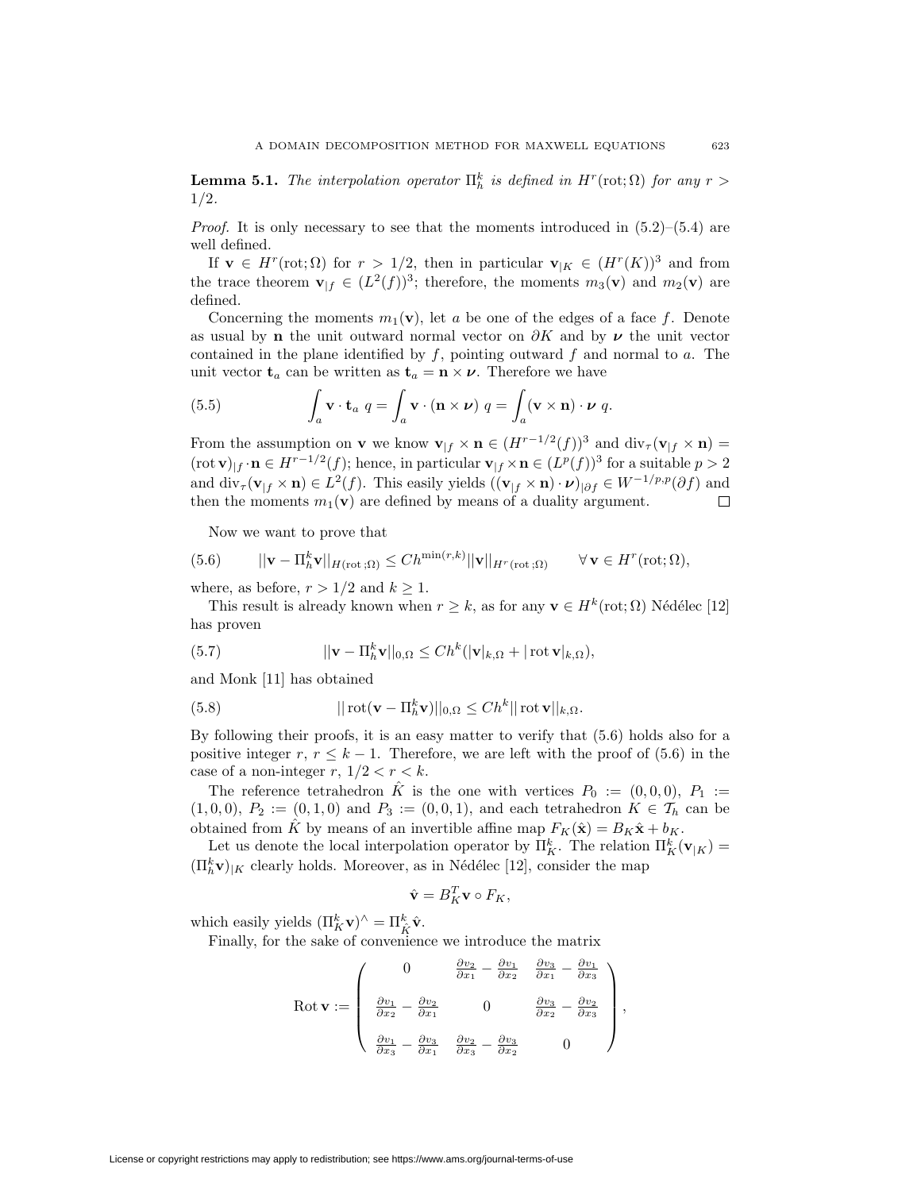**Lemma 5.1.** *The interpolation operator $\Pi_h^k$ is defined in $H^r(\mathrm{rot};\Omega)$ for any $r > 1/2$.*

*Proof.* It is only necessary to see that the moments introduced in (5.2)–(5.4) are well defined.

If $\mathbf{v} \in H^r(\mathrm{rot};\Omega)$ for $r > 1/2$, then in particular $\mathbf{v}_{|K} \in (H^r(K))^3$ and from the trace theorem $\mathbf{v}_{|f} \in (L^2(f))^3$; therefore, the moments $m_3(\mathbf{v})$ and $m_2(\mathbf{v})$ are defined.

Concerning the moments $m_1(\mathbf{v})$, let $a$ be one of the edges of a face $f$. Denote as usual by $\mathbf{n}$ the unit outward normal vector on $\partial K$ and by $\boldsymbol{\nu}$ the unit vector contained in the plane identified by $f$, pointing outward $f$ and normal to $a$. The unit vector $\mathbf{t}_a$ can be written as $\mathbf{t}_a = \mathbf{n} \times \boldsymbol{\nu}$. Therefore we have

$$\int_a \mathbf{v} \cdot \mathbf{t}_a \; q = \int_a \mathbf{v} \cdot (\mathbf{n} \times \boldsymbol{\nu}) \; q = \int_a (\mathbf{v} \times \mathbf{n}) \cdot \boldsymbol{\nu} \; q. \tag{5.5}$$

From the assumption on $\mathbf{v}$ we know $\mathbf{v}_{|f} \times \mathbf{n} \in (H^{r-1/2}(f))^3$ and $\mathrm{div}_\tau(\mathbf{v}_{|f} \times \mathbf{n}) = (\mathrm{rot}\,\mathbf{v})_{|f} \cdot \mathbf{n} \in H^{r-1/2}(f)$; hence, in particular $\mathbf{v}_{|f} \times \mathbf{n} \in (L^p(f))^3$ for a suitable $p > 2$ and $\mathrm{div}_\tau(\mathbf{v}_{|f} \times \mathbf{n}) \in L^2(f)$. This easily yields $((\mathbf{v}_{|f} \times \mathbf{n}) \cdot \boldsymbol{\nu})_{|\partial f} \in W^{-1/p,p}(\partial f)$ and then the moments $m_1(\mathbf{v})$ are defined by means of a duality argument. $\square$

Now we want to prove that

$$||\mathbf{v} - \Pi_h^k \mathbf{v}||_{H(\mathrm{rot}\,;\Omega)} \leq C h^{\min(r,k)} ||\mathbf{v}||_{H^r(\mathrm{rot}\,;\Omega)} \qquad \forall\, \mathbf{v} \in H^r(\mathrm{rot};\Omega), \tag{5.6}$$

where, as before, $r > 1/2$ and $k \geq 1$.

This result is already known when $r \geq k$, as for any $\mathbf{v} \in H^k(\mathrm{rot};\Omega)$ Nédélec [12] has proven

$$||\mathbf{v} - \Pi_h^k \mathbf{v}||_{0,\Omega} \leq C h^k (|\mathbf{v}|_{k,\Omega} + |\,\mathrm{rot}\,\mathbf{v}|_{k,\Omega}), \tag{5.7}$$

and Monk [11] has obtained

$$||\,\mathrm{rot}(\mathbf{v} - \Pi_h^k \mathbf{v})||_{0,\Omega} \leq C h^k ||\,\mathrm{rot}\,\mathbf{v}||_{k,\Omega}. \tag{5.8}$$

By following their proofs, it is an easy matter to verify that (5.6) holds also for a positive integer $r$, $r \leq k-1$. Therefore, we are left with the proof of (5.6) in the case of a non-integer $r$, $1/2 < r < k$.

The reference tetrahedron $\hat{K}$ is the one with vertices $P_0 := (0,0,0)$, $P_1 := (1,0,0)$, $P_2 := (0,1,0)$ and $P_3 := (0,0,1)$, and each tetrahedron $K \in \mathcal{T}_h$ can be obtained from $\hat{K}$ by means of an invertible affine map $F_K(\hat{\mathbf{x}}) = B_K \hat{\mathbf{x}} + b_K$.

Let us denote the local interpolation operator by $\Pi_K^k$. The relation $\Pi_K^k(\mathbf{v}_{|K}) = (\Pi_h^k \mathbf{v})_{|K}$ clearly holds. Moreover, as in Nédélec [12], consider the map

$$\hat{\mathbf{v}} = B_K^T \mathbf{v} \circ F_K,$$

which easily yields $(\Pi_K^k \mathbf{v})^\wedge = \Pi_{\hat{K}}^k \hat{\mathbf{v}}$.

Finally, for the sake of convenience we introduce the matrix

$$\mathrm{Rot}\,\mathbf{v} := \begin{pmatrix} 0 & \frac{\partial v_2}{\partial x_1} - \frac{\partial v_1}{\partial x_2} & \frac{\partial v_3}{\partial x_1} - \frac{\partial v_1}{\partial x_3} \\ \frac{\partial v_1}{\partial x_2} - \frac{\partial v_2}{\partial x_1} & 0 & \frac{\partial v_3}{\partial x_2} - \frac{\partial v_2}{\partial x_3} \\ \frac{\partial v_1}{\partial x_3} - \frac{\partial v_3}{\partial x_1} & \frac{\partial v_2}{\partial x_3} - \frac{\partial v_3}{\partial x_2} & 0 \end{pmatrix},$$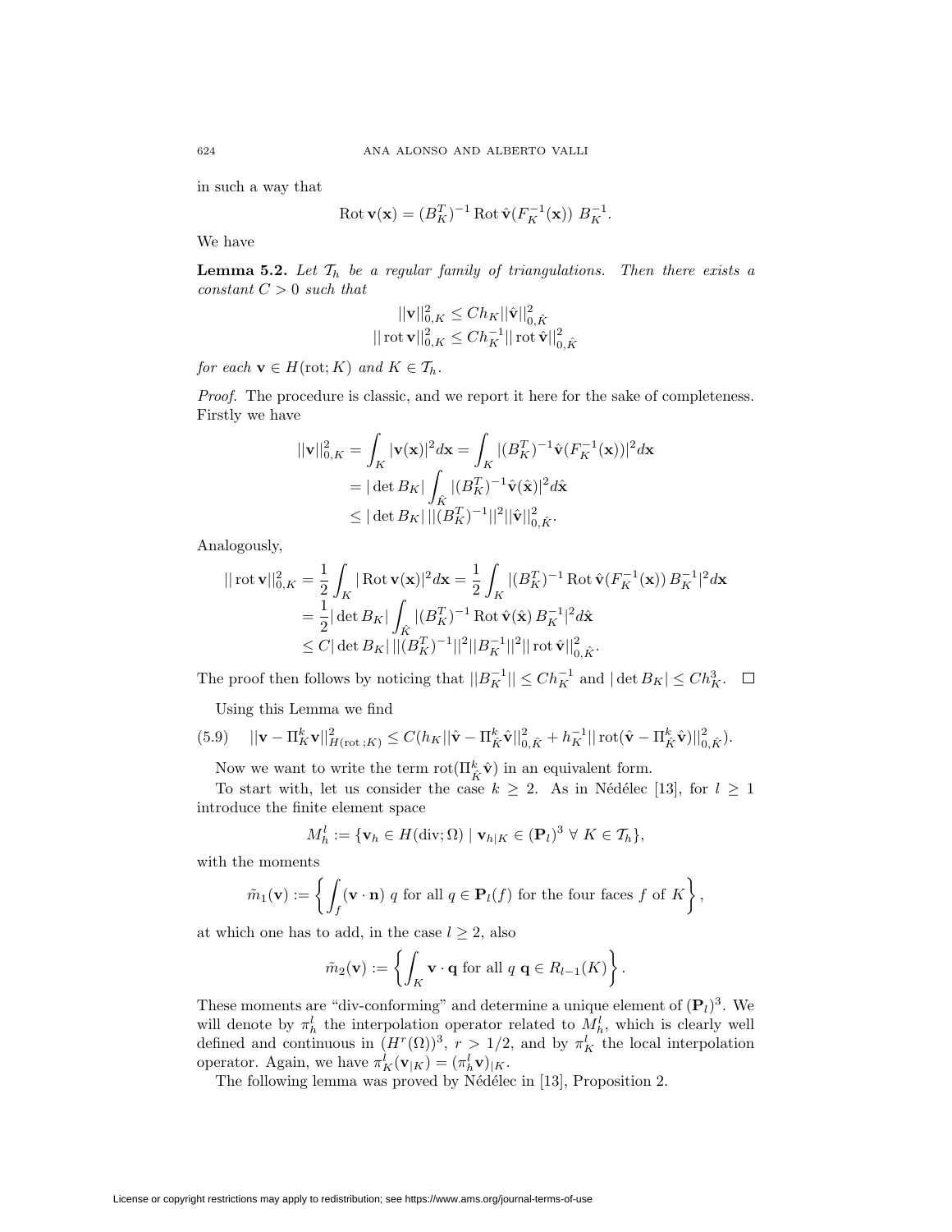in such a way that

$$\operatorname{Rot}\mathbf{v}(\mathbf{x}) = (B_K^T)^{-1}\operatorname{Rot}\hat{\mathbf{v}}(F_K^{-1}(\mathbf{x}))\; B_K^{-1}.$$

We have

**Lemma 5.2.** *Let $\mathcal{T}_h$ be a regular family of triangulations. Then there exists a constant $C > 0$ such that*

$$||\mathbf{v}||_{0,K}^2 \leq C h_K ||\hat{\mathbf{v}}||_{0,\hat{K}}^2$$
$$||\operatorname{rot}\mathbf{v}||_{0,K}^2 \leq C h_K^{-1} ||\operatorname{rot}\hat{\mathbf{v}}||_{0,\hat{K}}^2$$

*for each $\mathbf{v} \in H(\mathrm{rot}; K)$ and $K \in \mathcal{T}_h$.*

*Proof.* The procedure is classic, and we report it here for the sake of completeness. Firstly we have

$$\begin{aligned}
||\mathbf{v}||_{0,K}^2 &= \int_K |\mathbf{v}(\mathbf{x})|^2 d\mathbf{x} = \int_K |(B_K^T)^{-1}\hat{\mathbf{v}}(F_K^{-1}(\mathbf{x}))|^2 d\mathbf{x} \\
&= |\det B_K| \int_{\hat{K}} |(B_K^T)^{-1}\hat{\mathbf{v}}(\hat{\mathbf{x}})|^2 d\hat{\mathbf{x}} \\
&\leq |\det B_K|\, ||(B_K^T)^{-1}||^2 ||\hat{\mathbf{v}}||_{0,\hat{K}}^2.
\end{aligned}$$

Analogously,

$$\begin{aligned}
||\operatorname{rot}\mathbf{v}||_{0,K}^2 &= \frac{1}{2}\int_K |\operatorname{Rot}\mathbf{v}(\mathbf{x})|^2 d\mathbf{x} = \frac{1}{2}\int_K |(B_K^T)^{-1}\operatorname{Rot}\hat{\mathbf{v}}(F_K^{-1}(\mathbf{x}))\, B_K^{-1}|^2 d\mathbf{x} \\
&= \frac{1}{2}|\det B_K| \int_{\hat{K}} |(B_K^T)^{-1}\operatorname{Rot}\hat{\mathbf{v}}(\hat{\mathbf{x}})\, B_K^{-1}|^2 d\hat{\mathbf{x}} \\
&\leq C|\det B_K|\, ||(B_K^T)^{-1}||^2 ||B_K^{-1}||^2 ||\operatorname{rot}\hat{\mathbf{v}}||_{0,\hat{K}}^2.
\end{aligned}$$

The proof then follows by noticing that $||B_K^{-1}|| \leq C h_K^{-1}$ and $|\det B_K| \leq C h_K^3$. $\square$

Using this Lemma we find

$$(5.9) \qquad ||\mathbf{v} - \Pi_K^k \mathbf{v}||_{H(\mathrm{rot}\,;K)}^2 \leq C(h_K ||\hat{\mathbf{v}} - \Pi_{\hat{K}}^k \hat{\mathbf{v}}||_{0,\hat{K}}^2 + h_K^{-1} ||\operatorname{rot}(\hat{\mathbf{v}} - \Pi_{\hat{K}}^k \hat{\mathbf{v}})||_{0,\hat{K}}^2).$$

Now we want to write the term $\operatorname{rot}(\Pi_{\hat{K}}^k \hat{\mathbf{v}})$ in an equivalent form.

To start with, let us consider the case $k \geq 2$. As in Nédélec [13], for $l \geq 1$ introduce the finite element space

$$M_h^l := \{\mathbf{v}_h \in H(\mathrm{div}; \Omega) \mid \mathbf{v}_{h|K} \in (\mathbf{P}_l)^3 \ \forall\, K \in \mathcal{T}_h\},$$

with the moments

$$\tilde{m}_1(\mathbf{v}) := \left\{ \int_f (\mathbf{v}\cdot\mathbf{n})\; q \text{ for all } q \in \mathbf{P}_l(f) \text{ for the four faces } f \text{ of } K \right\},$$

at which one has to add, in the case $l \geq 2$, also

$$\tilde{m}_2(\mathbf{v}) := \left\{ \int_K \mathbf{v}\cdot\mathbf{q} \text{ for all } q\ \mathbf{q} \in R_{l-1}(K) \right\}.$$

These moments are "div-conforming" and determine a unique element of $(\mathbf{P}_l)^3$. We will denote by $\pi_h^l$ the interpolation operator related to $M_h^l$, which is clearly well defined and continuous in $(H^r(\Omega))^3$, $r > 1/2$, and by $\pi_K^l$ the local interpolation operator. Again, we have $\pi_K^l(\mathbf{v}_{|K}) = (\pi_h^l \mathbf{v})_{|K}$.

The following lemma was proved by Nédélec in [13], Proposition 2.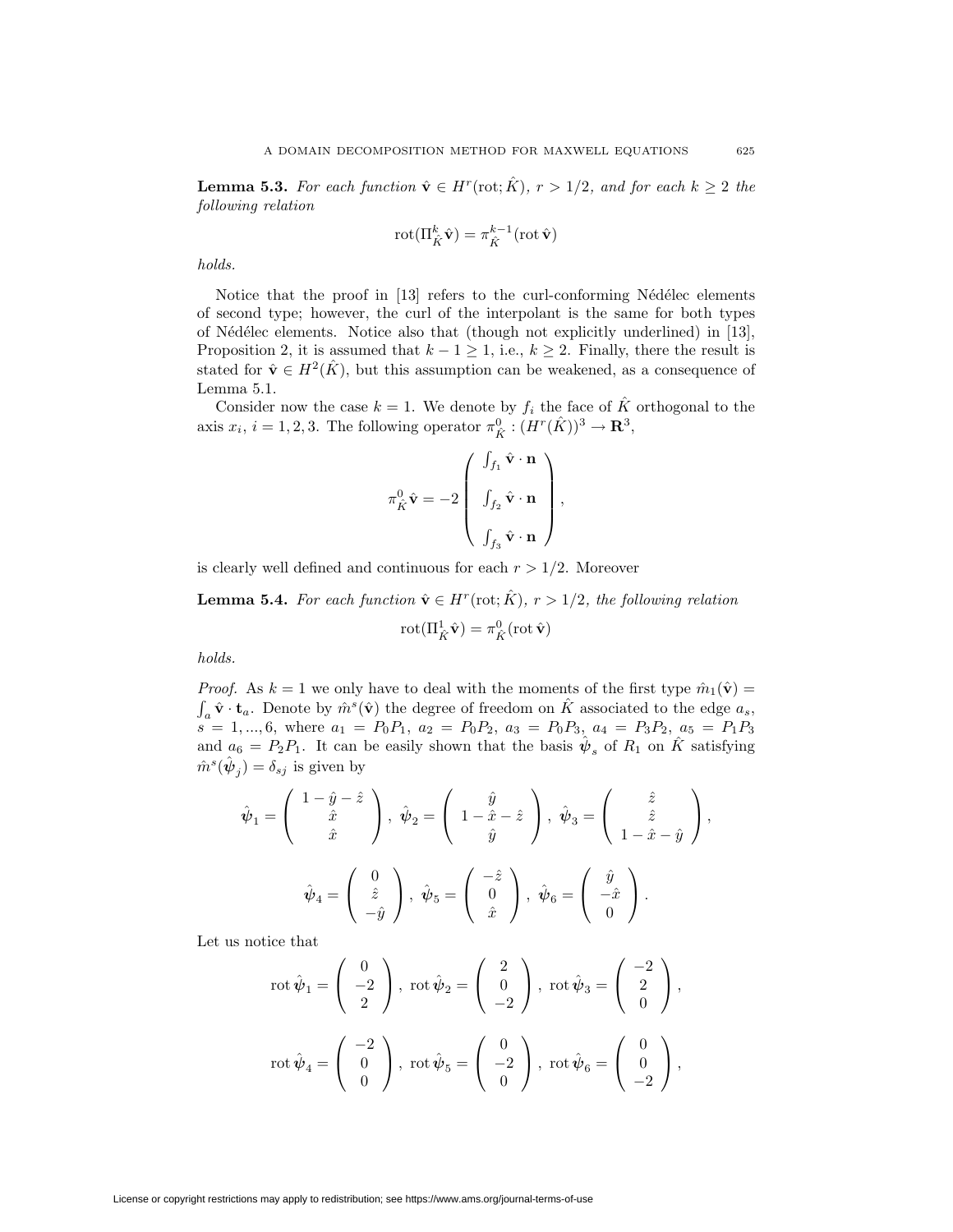**Lemma 5.3.** *For each function $\hat{\mathbf{v}} \in H^r(\mathrm{rot}; \hat{K})$, $r > 1/2$, and for each $k \geq 2$ the following relation*

$$\mathrm{rot}(\Pi^k_{\hat{K}} \hat{\mathbf{v}}) = \pi^{k-1}_{\hat{K}}(\mathrm{rot}\, \hat{\mathbf{v}})$$

*holds.*

Notice that the proof in [13] refers to the curl-conforming Nédélec elements of second type; however, the curl of the interpolant is the same for both types of Nédélec elements. Notice also that (though not explicitly underlined) in [13], Proposition 2, it is assumed that $k - 1 \geq 1$, i.e., $k \geq 2$. Finally, there the result is stated for $\hat{\mathbf{v}} \in H^2(\hat{K})$, but this assumption can be weakened, as a consequence of Lemma 5.1.

Consider now the case $k = 1$. We denote by $f_i$ the face of $\hat{K}$ orthogonal to the axis $x_i$, $i = 1, 2, 3$. The following operator $\pi^0_{\hat{K}} : (H^r(\hat{K}))^3 \to \mathbf{R}^3$,

$$\pi^0_{\hat{K}} \hat{\mathbf{v}} = -2 \begin{pmatrix} \int_{f_1} \hat{\mathbf{v}} \cdot \mathbf{n} \\ \\ \int_{f_2} \hat{\mathbf{v}} \cdot \mathbf{n} \\ \\ \int_{f_3} \hat{\mathbf{v}} \cdot \mathbf{n} \end{pmatrix},$$

is clearly well defined and continuous for each $r > 1/2$. Moreover

**Lemma 5.4.** *For each function $\hat{\mathbf{v}} \in H^r(\mathrm{rot}; \hat{K})$, $r > 1/2$, the following relation*

$$\mathrm{rot}(\Pi^1_{\hat{K}} \hat{\mathbf{v}}) = \pi^0_{\hat{K}}(\mathrm{rot}\, \hat{\mathbf{v}})$$

*holds.*

*Proof.* As $k = 1$ we only have to deal with the moments of the first type $\hat{m}_1(\hat{\mathbf{v}}) = \int_a \hat{\mathbf{v}} \cdot \mathbf{t}_a$. Denote by $\hat{m}^s(\hat{\mathbf{v}})$ the degree of freedom on $\hat{K}$ associated to the edge $a_s$, $s = 1, ..., 6$, where $a_1 = P_0P_1$, $a_2 = P_0P_2$, $a_3 = P_0P_3$, $a_4 = P_3P_2$, $a_5 = P_1P_3$ and $a_6 = P_2P_1$. It can be easily shown that the basis $\hat{\boldsymbol{\psi}}_s$ of $R_1$ on $\hat{K}$ satisfying $\hat{m}^s(\hat{\boldsymbol{\psi}}_j) = \delta_{sj}$ is given by

$$\hat{\boldsymbol{\psi}}_1 = \begin{pmatrix} 1 - \hat{y} - \hat{z} \\ \hat{x} \\ \hat{x} \end{pmatrix}, \ \hat{\boldsymbol{\psi}}_2 = \begin{pmatrix} \hat{y} \\ 1 - \hat{x} - \hat{z} \\ \hat{y} \end{pmatrix}, \ \hat{\boldsymbol{\psi}}_3 = \begin{pmatrix} \hat{z} \\ \hat{z} \\ 1 - \hat{x} - \hat{y} \end{pmatrix},$$

$$\hat{\boldsymbol{\psi}}_4 = \begin{pmatrix} 0 \\ \hat{z} \\ -\hat{y} \end{pmatrix}, \ \hat{\boldsymbol{\psi}}_5 = \begin{pmatrix} -\hat{z} \\ 0 \\ \hat{x} \end{pmatrix}, \ \hat{\boldsymbol{\psi}}_6 = \begin{pmatrix} \hat{y} \\ -\hat{x} \\ 0 \end{pmatrix}.$$

Let us notice that

$$\mathrm{rot}\, \hat{\boldsymbol{\psi}}_1 = \begin{pmatrix} 0 \\ -2 \\ 2 \end{pmatrix}, \ \mathrm{rot}\, \hat{\boldsymbol{\psi}}_2 = \begin{pmatrix} 2 \\ 0 \\ -2 \end{pmatrix}, \ \mathrm{rot}\, \hat{\boldsymbol{\psi}}_3 = \begin{pmatrix} -2 \\ 2 \\ 0 \end{pmatrix},$$

$$\mathrm{rot}\, \hat{\boldsymbol{\psi}}_4 = \begin{pmatrix} -2 \\ 0 \\ 0 \end{pmatrix}, \ \mathrm{rot}\, \hat{\boldsymbol{\psi}}_5 = \begin{pmatrix} 0 \\ -2 \\ 0 \end{pmatrix}, \ \mathrm{rot}\, \hat{\boldsymbol{\psi}}_6 = \begin{pmatrix} 0 \\ 0 \\ -2 \end{pmatrix},$$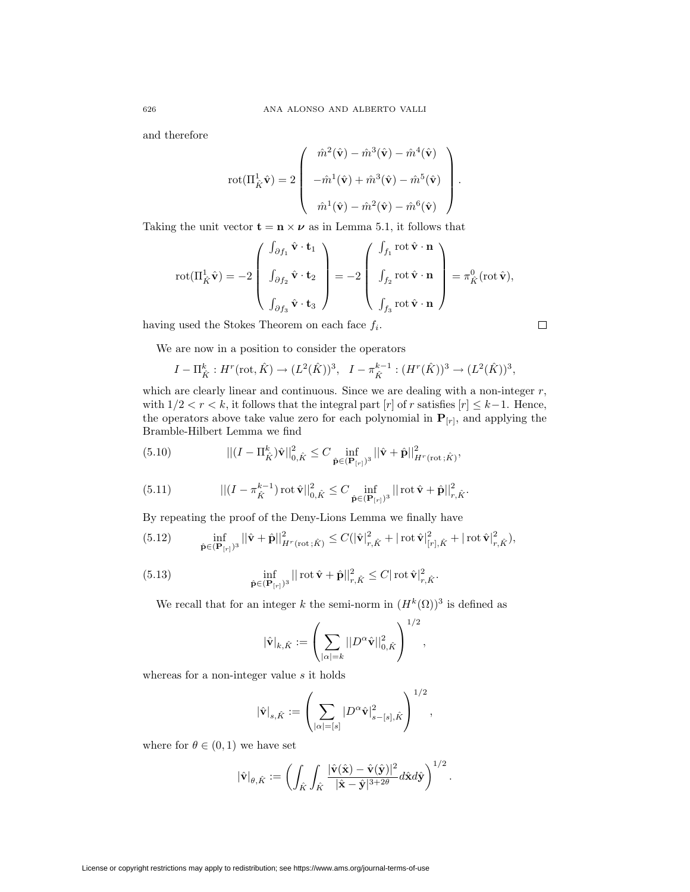and therefore

$$\operatorname{rot}(\Pi^1_{\hat K}\hat{\mathbf v}) = 2\begin{pmatrix} \hat m^2(\hat{\mathbf v}) - \hat m^3(\hat{\mathbf v}) - \hat m^4(\hat{\mathbf v}) \\ -\hat m^1(\hat{\mathbf v}) + \hat m^3(\hat{\mathbf v}) - \hat m^5(\hat{\mathbf v}) \\ \hat m^1(\hat{\mathbf v}) - \hat m^2(\hat{\mathbf v}) - \hat m^6(\hat{\mathbf v}) \end{pmatrix}.$$

Taking the unit vector $\mathbf t = \mathbf n \times \boldsymbol\nu$ as in Lemma 5.1, it follows that

$$\operatorname{rot}(\Pi^1_{\hat K}\hat{\mathbf v}) = -2\begin{pmatrix} \int_{\partial f_1} \hat{\mathbf v}\cdot \mathbf t_1 \\ \int_{\partial f_2} \hat{\mathbf v}\cdot \mathbf t_2 \\ \int_{\partial f_3} \hat{\mathbf v}\cdot \mathbf t_3 \end{pmatrix} = -2\begin{pmatrix} \int_{f_1} \operatorname{rot}\hat{\mathbf v}\cdot \mathbf n \\ \int_{f_2} \operatorname{rot}\hat{\mathbf v}\cdot \mathbf n \\ \int_{f_3} \operatorname{rot}\hat{\mathbf v}\cdot \mathbf n \end{pmatrix} = \pi^0_{\hat K}(\operatorname{rot}\hat{\mathbf v}),$$

having used the Stokes Theorem on each face $f_i$. □

We are now in a position to consider the operators

$$I - \Pi^k_{\hat K} : H^r(\operatorname{rot}, \hat K) \to (L^2(\hat K))^3, \quad I - \pi^{k-1}_{\hat K} : (H^r(\hat K))^3 \to (L^2(\hat K))^3,$$

which are clearly linear and continuous. Since we are dealing with a non-integer $r$, with $1/2 < r < k$, it follows that the integral part $[r]$ of $r$ satisfies $[r] \le k-1$. Hence, the operators above take value zero for each polynomial in $\mathbf P_{[r]}$, and applying the Bramble-Hilbert Lemma we find

$$||(I - \Pi^k_{\hat K})\hat{\mathbf v}||^2_{0,\hat K} \le C \inf_{\hat{\mathbf p}\in(\mathbf P_{[r]})^3} ||\hat{\mathbf v} + \hat{\mathbf p}||^2_{H^r(\operatorname{rot};\hat K)}, \tag{5.10}$$

$$||(I - \pi^{k-1}_{\hat K})\operatorname{rot}\hat{\mathbf v}||^2_{0,\hat K} \le C \inf_{\hat{\mathbf p}\in(\mathbf P_{[r]})^3} ||\operatorname{rot}\hat{\mathbf v} + \hat{\mathbf p}||^2_{r,\hat K}. \tag{5.11}$$

By repeating the proof of the Deny-Lions Lemma we finally have

$$\inf_{\hat{\mathbf p}\in(\mathbf P_{[r]})^3} ||\hat{\mathbf v} + \hat{\mathbf p}||^2_{H^r(\operatorname{rot};\hat K)} \le C(|\hat{\mathbf v}|^2_{r,\hat K} + |\operatorname{rot}\hat{\mathbf v}|^2_{[r],\hat K} + |\operatorname{rot}\hat{\mathbf v}|^2_{r,\hat K}), \tag{5.12}$$

$$\inf_{\hat{\mathbf p}\in(\mathbf P_{[r]})^3} ||\operatorname{rot}\hat{\mathbf v} + \hat{\mathbf p}||^2_{r,\hat K} \le C|\operatorname{rot}\hat{\mathbf v}|^2_{r,\hat K}. \tag{5.13}$$

We recall that for an integer $k$ the semi-norm in $(H^k(\Omega))^3$ is defined as

$$|\hat{\mathbf v}|_{k,\hat K} := \left(\sum_{|\alpha|=k} ||D^\alpha \hat{\mathbf v}||^2_{0,\hat K}\right)^{1/2},$$

whereas for a non-integer value $s$ it holds

$$|\hat{\mathbf v}|_{s,\hat K} := \left(\sum_{|\alpha|=[s]} |D^\alpha \hat{\mathbf v}|^2_{s-[s],\hat K}\right)^{1/2},$$

where for $\theta \in (0,1)$ we have set

$$|\hat{\mathbf v}|_{\theta,\hat K} := \left(\int_{\hat K}\int_{\hat K} \frac{|\hat{\mathbf v}(\hat{\mathbf x}) - \hat{\mathbf v}(\hat{\mathbf y})|^2}{|\hat{\mathbf x} - \hat{\mathbf y}|^{3+2\theta}} d\hat{\mathbf x} d\hat{\mathbf y}\right)^{1/2}.$$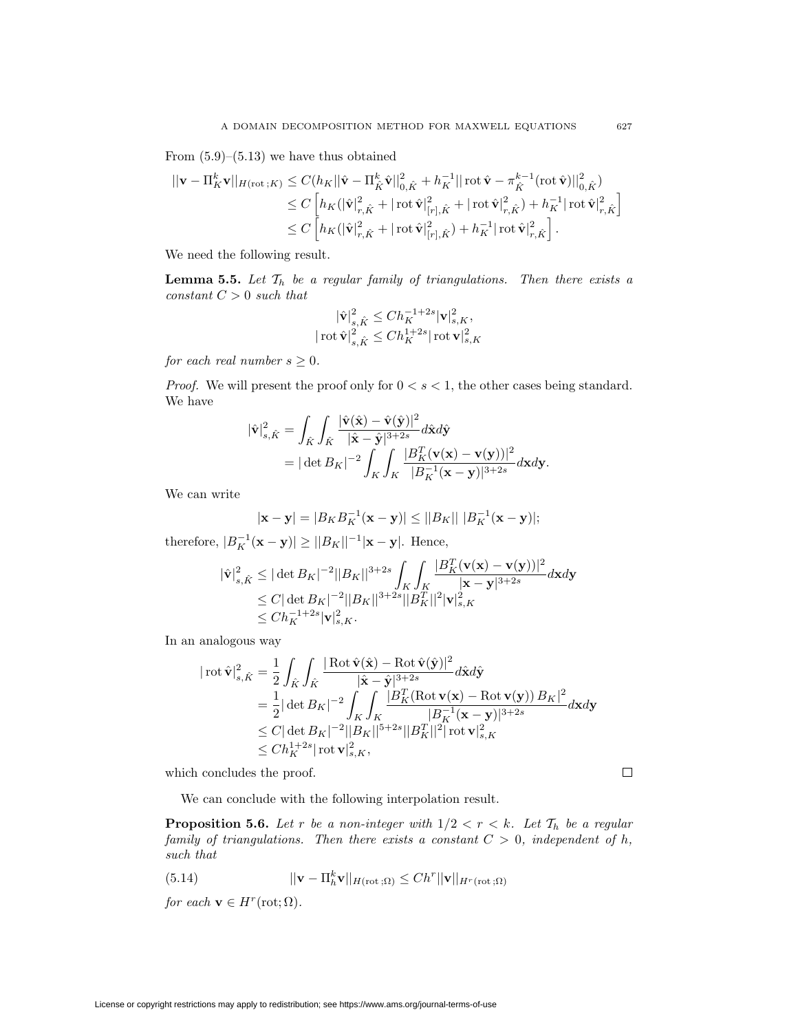From (5.9)–(5.13) we have thus obtained

$$
\begin{aligned}
||\mathbf{v} - \Pi_K^k \mathbf{v}||_{H(\mathrm{rot}\,;K)} &\leq C(h_K||\hat{\mathbf{v}} - \Pi_{\hat{K}}^k \hat{\mathbf{v}}||_{0,\hat{K}}^2 + h_K^{-1}||\,\mathrm{rot}\,\hat{\mathbf{v}} - \pi_{\hat{K}}^{k-1}(\mathrm{rot}\,\hat{\mathbf{v}})||_{0,\hat{K}}^2) \\
&\leq C\left[h_K(|\hat{\mathbf{v}}|_{r,\hat{K}}^2 + |\,\mathrm{rot}\,\hat{\mathbf{v}}|_{[r],\hat{K}}^2 + |\,\mathrm{rot}\,\hat{\mathbf{v}}|_{r,\hat{K}}^2) + h_K^{-1}|\,\mathrm{rot}\,\hat{\mathbf{v}}|_{r,\hat{K}}^2\right] \\
&\leq C\left[h_K(|\hat{\mathbf{v}}|_{r,\hat{K}}^2 + |\,\mathrm{rot}\,\hat{\mathbf{v}}|_{[r],\hat{K}}^2) + h_K^{-1}|\,\mathrm{rot}\,\hat{\mathbf{v}}|_{r,\hat{K}}^2\right].
\end{aligned}
$$

We need the following result.

**Lemma 5.5.** *Let $\mathcal{T}_h$ be a regular family of triangulations. Then there exists a constant $C > 0$ such that*

$$
\begin{aligned}
|\hat{\mathbf{v}}|_{s,\hat{K}}^2 &\leq Ch_K^{-1+2s}|\mathbf{v}|_{s,K}^2, \\
|\,\mathrm{rot}\,\hat{\mathbf{v}}|_{s,\hat{K}}^2 &\leq Ch_K^{1+2s}|\,\mathrm{rot}\,\mathbf{v}|_{s,K}^2
\end{aligned}
$$

*for each real number $s \geq 0$.*

*Proof.* We will present the proof only for $0 < s < 1$, the other cases being standard. We have

$$
\begin{aligned}
|\hat{\mathbf{v}}|_{s,\hat{K}}^2 &= \int_{\hat{K}}\int_{\hat{K}} \frac{|\hat{\mathbf{v}}(\hat{\mathbf{x}}) - \hat{\mathbf{v}}(\hat{\mathbf{y}})|^2}{|\hat{\mathbf{x}} - \hat{\mathbf{y}}|^{3+2s}} d\hat{\mathbf{x}}d\hat{\mathbf{y}} \\
&= |\det B_K|^{-2} \int_K\int_K \frac{|B_K^T(\mathbf{v}(\mathbf{x}) - \mathbf{v}(\mathbf{y}))|^2}{|B_K^{-1}(\mathbf{x} - \mathbf{y})|^{3+2s}} d\mathbf{x}d\mathbf{y}.
\end{aligned}
$$

We can write

$$
|\mathbf{x} - \mathbf{y}| = |B_K B_K^{-1}(\mathbf{x} - \mathbf{y})| \leq ||B_K||\ |B_K^{-1}(\mathbf{x} - \mathbf{y})|;
$$

therefore, $|B_K^{-1}(\mathbf{x} - \mathbf{y})| \geq ||B_K||^{-1}|\mathbf{x} - \mathbf{y}|$. Hence,

$$
\begin{aligned}
|\hat{\mathbf{v}}|_{s,\hat{K}}^2 &\leq |\det B_K|^{-2}||B_K||^{3+2s} \int_K\int_K \frac{|B_K^T(\mathbf{v}(\mathbf{x}) - \mathbf{v}(\mathbf{y}))|^2}{|\mathbf{x} - \mathbf{y}|^{3+2s}} d\mathbf{x}d\mathbf{y} \\
&\leq C|\det B_K|^{-2}||B_K||^{3+2s}||B_K^T||^2|\mathbf{v}|_{s,K}^2 \\
&\leq Ch_K^{-1+2s}|\mathbf{v}|_{s,K}^2.
\end{aligned}
$$

In an analogous way

$$
\begin{aligned}
|\,\mathrm{rot}\,\hat{\mathbf{v}}|_{s,\hat{K}}^2 &= \frac{1}{2}\int_{\hat{K}}\int_{\hat{K}} \frac{|\,\mathrm{Rot}\,\hat{\mathbf{v}}(\hat{\mathbf{x}}) - \mathrm{Rot}\,\hat{\mathbf{v}}(\hat{\mathbf{y}})|^2}{|\hat{\mathbf{x}} - \hat{\mathbf{y}}|^{3+2s}} d\hat{\mathbf{x}}d\hat{\mathbf{y}} \\
&= \frac{1}{2}|\det B_K|^{-2} \int_K\int_K \frac{|B_K^T(\mathrm{Rot}\,\mathbf{v}(\mathbf{x}) - \mathrm{Rot}\,\mathbf{v}(\mathbf{y}))\,B_K|^2}{|B_K^{-1}(\mathbf{x} - \mathbf{y})|^{3+2s}} d\mathbf{x}d\mathbf{y} \\
&\leq C|\det B_K|^{-2}||B_K||^{5+2s}||B_K^T||^2|\,\mathrm{rot}\,\mathbf{v}|_{s,K}^2 \\
&\leq Ch_K^{1+2s}|\,\mathrm{rot}\,\mathbf{v}|_{s,K}^2,
\end{aligned}
$$

which concludes the proof. $\square$

We can conclude with the following interpolation result.

**Proposition 5.6.** *Let $r$ be a non-integer with $1/2 < r < k$. Let $\mathcal{T}_h$ be a regular family of triangulations. Then there exists a constant $C > 0$, independent of $h$, such that*

$$
||\mathbf{v} - \Pi_h^k \mathbf{v}||_{H(\mathrm{rot}\,;\Omega)} \leq Ch^r||\mathbf{v}||_{H^r(\mathrm{rot}\,;\Omega)} \tag{5.14}
$$

*for each $\mathbf{v} \in H^r(\mathrm{rot};\Omega)$.*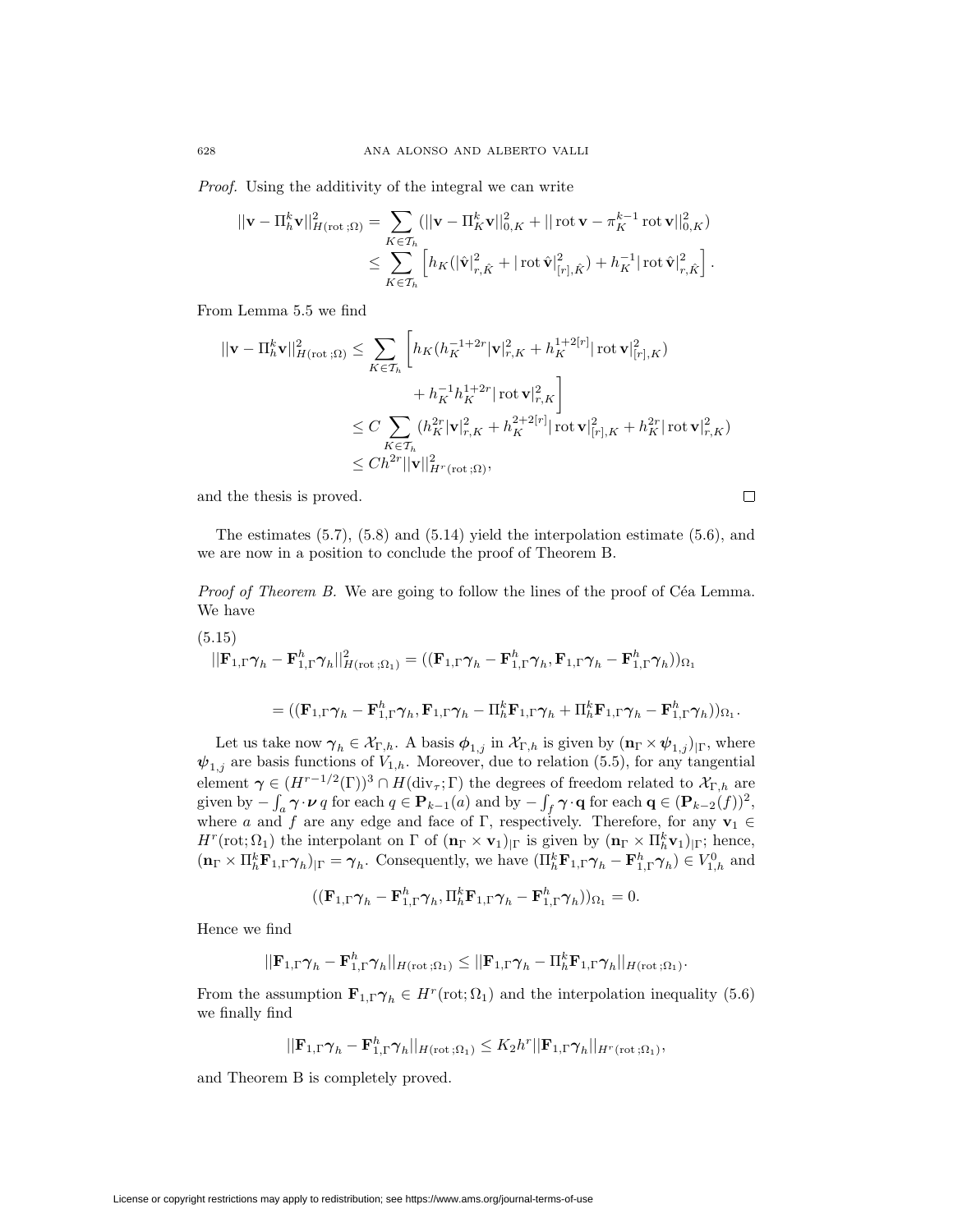*Proof.* Using the additivity of the integral we can write

$$
\begin{aligned}
||\mathbf{v} - \Pi_h^k \mathbf{v}||^2_{H(\mathrm{rot}\,;\Omega)} &= \sum_{K \in \mathcal{T}_h} (||\mathbf{v} - \Pi_K^k \mathbf{v}||^2_{0,K} + ||\operatorname{rot} \mathbf{v} - \pi_K^{k-1} \operatorname{rot} \mathbf{v}||^2_{0,K}) \\
&\leq \sum_{K \in \mathcal{T}_h} \left[ h_K (|\hat{\mathbf{v}}|^2_{r,\hat{K}} + |\operatorname{rot} \hat{\mathbf{v}}|^2_{[r],\hat{K}}) + h_K^{-1} |\operatorname{rot} \hat{\mathbf{v}}|^2_{r,\hat{K}} \right].
\end{aligned}
$$

From Lemma 5.5 we find

$$
\begin{aligned}
||\mathbf{v} - \Pi_h^k \mathbf{v}||^2_{H(\mathrm{rot}\,;\Omega)} &\leq \sum_{K \in \mathcal{T}_h} \Bigg[ h_K (h_K^{-1+2r} |\mathbf{v}|^2_{r,K} + h_K^{1+2[r]} |\operatorname{rot} \mathbf{v}|^2_{[r],K}) \\
&\qquad\qquad + h_K^{-1} h_K^{1+2r} |\operatorname{rot} \mathbf{v}|^2_{r,K} \Bigg] \\
&\leq C \sum_{K \in \mathcal{T}_h} (h_K^{2r} |\mathbf{v}|^2_{r,K} + h_K^{2+2[r]} |\operatorname{rot} \mathbf{v}|^2_{[r],K} + h_K^{2r} |\operatorname{rot} \mathbf{v}|^2_{r,K}) \\
&\leq C h^{2r} ||\mathbf{v}||^2_{H^r(\mathrm{rot}\,;\Omega)},
\end{aligned}
$$

and the thesis is proved. □

The estimates (5.7), (5.8) and (5.14) yield the interpolation estimate (5.6), and we are now in a position to conclude the proof of Theorem B.

*Proof of Theorem B.* We are going to follow the lines of the proof of Céa Lemma. We have

(5.15)
$$
\begin{aligned}
||\mathbf{F}_{1,\Gamma} \boldsymbol{\gamma}_h - \mathbf{F}^h_{1,\Gamma} \boldsymbol{\gamma}_h||^2_{H(\mathrm{rot}\,;\Omega_1)} &= ((\mathbf{F}_{1,\Gamma} \boldsymbol{\gamma}_h - \mathbf{F}^h_{1,\Gamma} \boldsymbol{\gamma}_h, \mathbf{F}_{1,\Gamma} \boldsymbol{\gamma}_h - \mathbf{F}^h_{1,\Gamma} \boldsymbol{\gamma}_h))_{\Omega_1} \\
&= ((\mathbf{F}_{1,\Gamma} \boldsymbol{\gamma}_h - \mathbf{F}^h_{1,\Gamma} \boldsymbol{\gamma}_h, \mathbf{F}_{1,\Gamma} \boldsymbol{\gamma}_h - \Pi_h^k \mathbf{F}_{1,\Gamma} \boldsymbol{\gamma}_h + \Pi_h^k \mathbf{F}_{1,\Gamma} \boldsymbol{\gamma}_h - \mathbf{F}^h_{1,\Gamma} \boldsymbol{\gamma}_h))_{\Omega_1}.
\end{aligned}
$$

Let us take now $\boldsymbol{\gamma}_h \in \mathcal{X}_{\Gamma,h}$. A basis $\boldsymbol{\phi}_{1,j}$ in $\mathcal{X}_{\Gamma,h}$ is given by $(\mathbf{n}_\Gamma \times \boldsymbol{\psi}_{1,j})_{|\Gamma}$, where $\boldsymbol{\psi}_{1,j}$ are basis functions of $V_{1,h}$. Moreover, due to relation (5.5), for any tangential element $\boldsymbol{\gamma} \in (H^{r-1/2}(\Gamma))^3 \cap H(\mathrm{div}_\tau; \Gamma)$ the degrees of freedom related to $\mathcal{X}_{\Gamma,h}$ are given by $-\int_a \boldsymbol{\gamma} \cdot \boldsymbol{\nu}\, q$ for each $q \in \mathbf{P}_{k-1}(a)$ and by $-\int_f \boldsymbol{\gamma} \cdot \mathbf{q}$ for each $\mathbf{q} \in (\mathbf{P}_{k-2}(f))^2$, where $a$ and $f$ are any edge and face of $\Gamma$, respectively. Therefore, for any $\mathbf{v}_1 \in H^r(\mathrm{rot}; \Omega_1)$ the interpolant on $\Gamma$ of $(\mathbf{n}_\Gamma \times \mathbf{v}_1)_{|\Gamma}$ is given by $(\mathbf{n}_\Gamma \times \Pi_h^k \mathbf{v}_1)_{|\Gamma}$; hence, $(\mathbf{n}_\Gamma \times \Pi_h^k \mathbf{F}_{1,\Gamma} \boldsymbol{\gamma}_h)_{|\Gamma} = \boldsymbol{\gamma}_h$. Consequently, we have $(\Pi_h^k \mathbf{F}_{1,\Gamma} \boldsymbol{\gamma}_h - \mathbf{F}^h_{1,\Gamma} \boldsymbol{\gamma}_h) \in V^0_{1,h}$ and

$$
((\mathbf{F}_{1,\Gamma} \boldsymbol{\gamma}_h - \mathbf{F}^h_{1,\Gamma} \boldsymbol{\gamma}_h, \Pi_h^k \mathbf{F}_{1,\Gamma} \boldsymbol{\gamma}_h - \mathbf{F}^h_{1,\Gamma} \boldsymbol{\gamma}_h))_{\Omega_1} = 0.
$$

Hence we find

$$
||\mathbf{F}_{1,\Gamma} \boldsymbol{\gamma}_h - \mathbf{F}^h_{1,\Gamma} \boldsymbol{\gamma}_h||_{H(\mathrm{rot}\,;\Omega_1)} \leq ||\mathbf{F}_{1,\Gamma} \boldsymbol{\gamma}_h - \Pi_h^k \mathbf{F}_{1,\Gamma} \boldsymbol{\gamma}_h||_{H(\mathrm{rot}\,;\Omega_1)}.
$$

From the assumption $\mathbf{F}_{1,\Gamma} \boldsymbol{\gamma}_h \in H^r(\mathrm{rot}; \Omega_1)$ and the interpolation inequality (5.6) we finally find

$$
||\mathbf{F}_{1,\Gamma} \boldsymbol{\gamma}_h - \mathbf{F}^h_{1,\Gamma} \boldsymbol{\gamma}_h||_{H(\mathrm{rot}\,;\Omega_1)} \leq K_2 h^r ||\mathbf{F}_{1,\Gamma} \boldsymbol{\gamma}_h||_{H^r(\mathrm{rot}\,;\Omega_1)},
$$

and Theorem B is completely proved.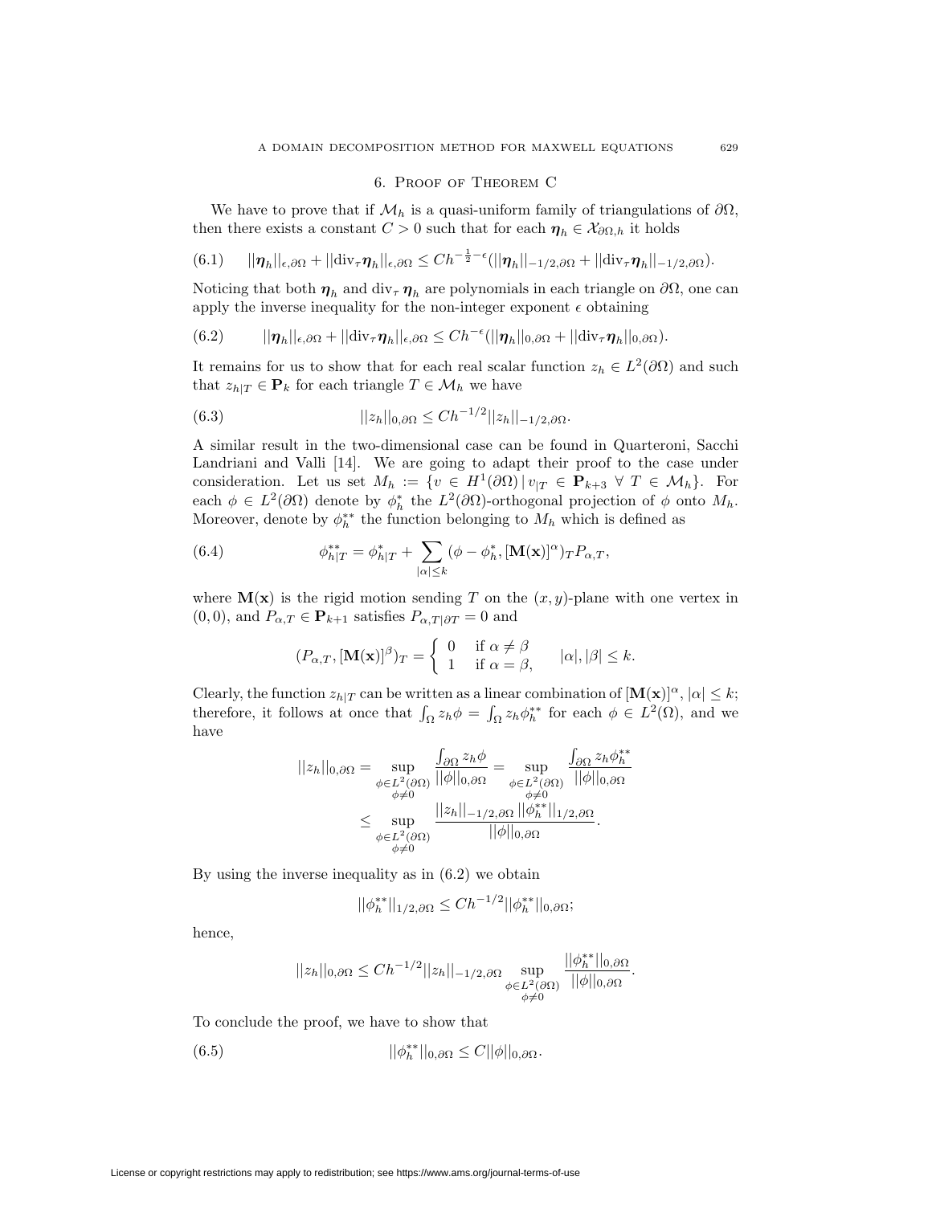## 6. Proof of Theorem C

We have to prove that if $\mathcal{M}_h$ is a quasi-uniform family of triangulations of $\partial\Omega$, then there exists a constant $C > 0$ such that for each $\boldsymbol{\eta}_h \in \mathcal{X}_{\partial\Omega,h}$ it holds

$$||\boldsymbol{\eta}_h||_{\epsilon,\partial\Omega} + ||\mathrm{div}_\tau \boldsymbol{\eta}_h||_{\epsilon,\partial\Omega} \leq C h^{-\frac{1}{2}-\epsilon}(||\boldsymbol{\eta}_h||_{-1/2,\partial\Omega} + ||\mathrm{div}_\tau \boldsymbol{\eta}_h||_{-1/2,\partial\Omega}). \tag{6.1}$$

Noticing that both $\boldsymbol{\eta}_h$ and $\mathrm{div}_\tau \boldsymbol{\eta}_h$ are polynomials in each triangle on $\partial\Omega$, one can apply the inverse inequality for the non-integer exponent $\epsilon$ obtaining

$$||\boldsymbol{\eta}_h||_{\epsilon,\partial\Omega} + ||\mathrm{div}_\tau \boldsymbol{\eta}_h||_{\epsilon,\partial\Omega} \leq C h^{-\epsilon}(||\boldsymbol{\eta}_h||_{0,\partial\Omega} + ||\mathrm{div}_\tau \boldsymbol{\eta}_h||_{0,\partial\Omega}). \tag{6.2}$$

It remains for us to show that for each real scalar function $z_h \in L^2(\partial\Omega)$ and such that $z_{h|T} \in \mathbf{P}_k$ for each triangle $T \in \mathcal{M}_h$ we have

$$||z_h||_{0,\partial\Omega} \leq C h^{-1/2} ||z_h||_{-1/2,\partial\Omega}. \tag{6.3}$$

A similar result in the two-dimensional case can be found in Quarteroni, Sacchi Landriani and Valli [14]. We are going to adapt their proof to the case under consideration. Let us set $M_h := \{v \in H^1(\partial\Omega) \,|\, v_{|T} \in \mathbf{P}_{k+3} \ \forall\ T \in \mathcal{M}_h\}$. For each $\phi \in L^2(\partial\Omega)$ denote by $\phi_h^*$ the $L^2(\partial\Omega)$-orthogonal projection of $\phi$ onto $M_h$. Moreover, denote by $\phi_h^{**}$ the function belonging to $M_h$ which is defined as

$$\phi_{h|T}^{**} = \phi_{h|T}^* + \sum_{|\alpha|\leq k} (\phi - \phi_h^*, [\mathbf{M}(\mathbf{x})]^\alpha)_T P_{\alpha,T}, \tag{6.4}$$

where $\mathbf{M}(\mathbf{x})$ is the rigid motion sending $T$ on the $(x,y)$-plane with one vertex in $(0,0)$, and $P_{\alpha,T} \in \mathbf{P}_{k+1}$ satisfies $P_{\alpha,T|\partial T} = 0$ and

$$(P_{\alpha,T}, [\mathbf{M}(\mathbf{x})]^\beta)_T = \begin{cases} 0 & \text{if } \alpha \neq \beta \\ 1 & \text{if } \alpha = \beta, \end{cases} \qquad |\alpha|, |\beta| \leq k.$$

Clearly, the function $z_{h|T}$ can be written as a linear combination of $[\mathbf{M}(\mathbf{x})]^\alpha$, $|\alpha| \leq k$; therefore, it follows at once that $\int_\Omega z_h \phi = \int_\Omega z_h \phi_h^{**}$ for each $\phi \in L^2(\Omega)$, and we have

$$\begin{aligned} ||z_h||_{0,\partial\Omega} &= \sup_{\substack{\phi \in L^2(\partial\Omega)\\ \phi\neq 0}} \frac{\int_{\partial\Omega} z_h \phi}{||\phi||_{0,\partial\Omega}} = \sup_{\substack{\phi \in L^2(\partial\Omega)\\ \phi\neq 0}} \frac{\int_{\partial\Omega} z_h \phi_h^{**}}{||\phi||_{0,\partial\Omega}} \\ &\leq \sup_{\substack{\phi \in L^2(\partial\Omega)\\ \phi\neq 0}} \frac{||z_h||_{-1/2,\partial\Omega}\, ||\phi_h^{**}||_{1/2,\partial\Omega}}{||\phi||_{0,\partial\Omega}}. \end{aligned}$$

By using the inverse inequality as in (6.2) we obtain

$$||\phi_h^{**}||_{1/2,\partial\Omega} \leq C h^{-1/2} ||\phi_h^{**}||_{0,\partial\Omega};$$

hence,

$$||z_h||_{0,\partial\Omega} \leq C h^{-1/2} ||z_h||_{-1/2,\partial\Omega} \sup_{\substack{\phi \in L^2(\partial\Omega)\\ \phi\neq 0}} \frac{||\phi_h^{**}||_{0,\partial\Omega}}{||\phi||_{0,\partial\Omega}}.$$

To conclude the proof, we have to show that

$$||\phi_h^{**}||_{0,\partial\Omega} \leq C ||\phi||_{0,\partial\Omega}. \tag{6.5}$$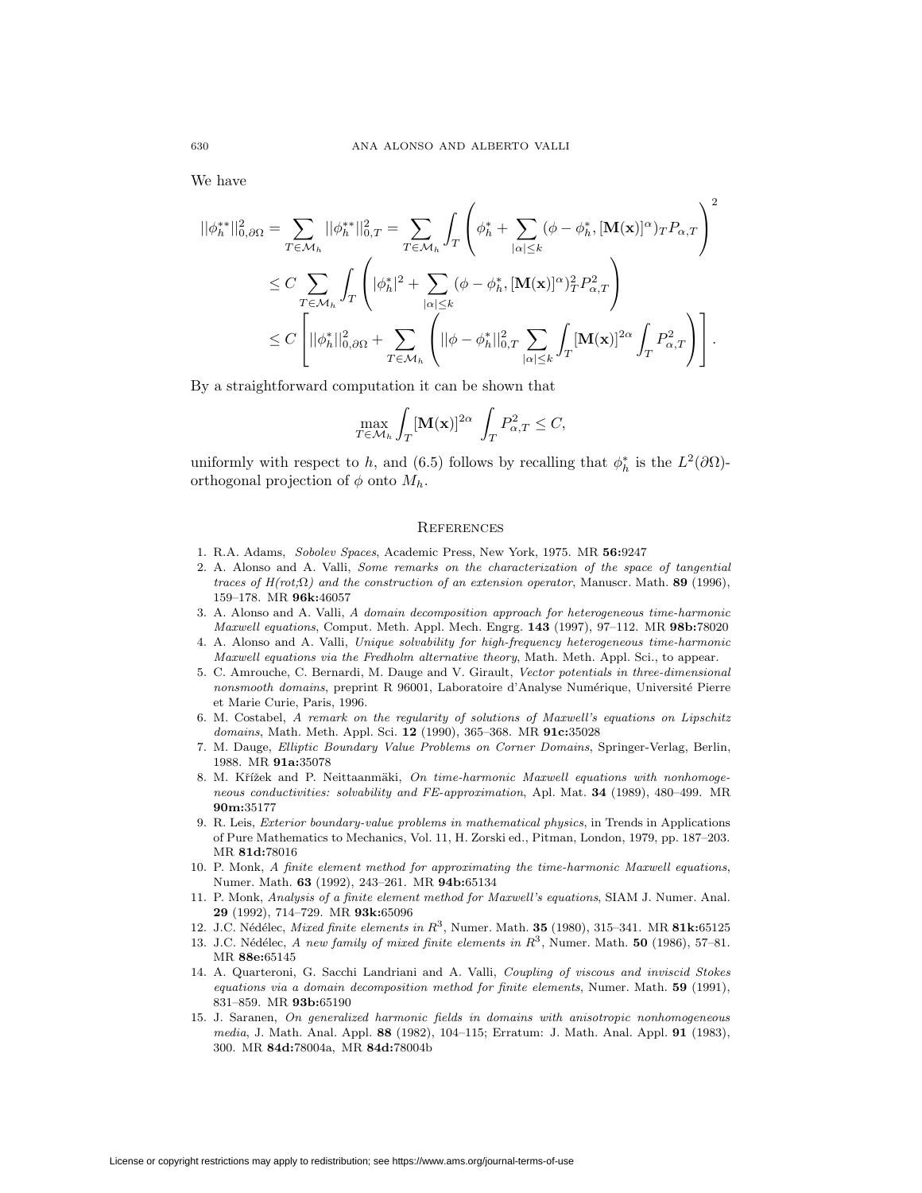We have

$$
\begin{aligned}
||\phi_h^{**}||_{0,\partial\Omega}^2 &= \sum_{T\in\mathcal{M}_h} ||\phi_h^{**}||_{0,T}^2 = \sum_{T\in\mathcal{M}_h} \int_T \left( \phi_h^* + \sum_{|\alpha|\le k} (\phi - \phi_h^*, [\mathbf{M}(\mathbf{x})]^\alpha)_T P_{\alpha,T} \right)^2 \\
&\le C \sum_{T\in\mathcal{M}_h} \int_T \left( |\phi_h^*|^2 + \sum_{|\alpha|\le k} (\phi - \phi_h^*, [\mathbf{M}(\mathbf{x})]^\alpha)_T^2 P_{\alpha,T}^2 \right) \\
&\le C \left[ ||\phi_h^*||_{0,\partial\Omega}^2 + \sum_{T\in\mathcal{M}_h} \left( ||\phi - \phi_h^*||_{0,T}^2 \sum_{|\alpha|\le k} \int_T [\mathbf{M}(\mathbf{x})]^{2\alpha} \int_T P_{\alpha,T}^2 \right) \right].
\end{aligned}
$$

By a straightforward computation it can be shown that

$$
\max_{T\in\mathcal{M}_h} \int_T [\mathbf{M}(\mathbf{x})]^{2\alpha} \int_T P_{\alpha,T}^2 \le C,
$$

uniformly with respect to $h$, and (6.5) follows by recalling that $\phi_h^*$ is the $L^2(\partial\Omega)$-orthogonal projection of $\phi$ onto $M_h$.

## References

1. R.A. Adams, *Sobolev Spaces*, Academic Press, New York, 1975. MR **56:**9247
2. A. Alonso and A. Valli, *Some remarks on the characterization of the space of tangential traces of H(rot;Ω) and the construction of an extension operator*, Manuscr. Math. **89** (1996), 159–178. MR **96k:**46057
3. A. Alonso and A. Valli, *A domain decomposition approach for heterogeneous time-harmonic Maxwell equations*, Comput. Meth. Appl. Mech. Engrg. **143** (1997), 97–112. MR **98b:**78020
4. A. Alonso and A. Valli, *Unique solvability for high-frequency heterogeneous time-harmonic Maxwell equations via the Fredholm alternative theory*, Math. Meth. Appl. Sci., to appear.
5. C. Amrouche, C. Bernardi, M. Dauge and V. Girault, *Vector potentials in three-dimensional nonsmooth domains*, preprint R 96001, Laboratoire d'Analyse Numérique, Université Pierre et Marie Curie, Paris, 1996.
6. M. Costabel, *A remark on the regularity of solutions of Maxwell's equations on Lipschitz domains*, Math. Meth. Appl. Sci. **12** (1990), 365–368. MR **91c:**35028
7. M. Dauge, *Elliptic Boundary Value Problems on Corner Domains*, Springer-Verlag, Berlin, 1988. MR **91a:**35078
8. M. Křížek and P. Neittaanmäki, *On time-harmonic Maxwell equations with nonhomogeneous conductivities: solvability and FE-approximation*, Apl. Mat. **34** (1989), 480–499. MR **90m:**35177
9. R. Leis, *Exterior boundary-value problems in mathematical physics*, in Trends in Applications of Pure Mathematics to Mechanics, Vol. 11, H. Zorski ed., Pitman, London, 1979, pp. 187–203. MR **81d:**78016
10. P. Monk, *A finite element method for approximating the time-harmonic Maxwell equations*, Numer. Math. **63** (1992), 243–261. MR **94b:**65134
11. P. Monk, *Analysis of a finite element method for Maxwell's equations*, SIAM J. Numer. Anal. **29** (1992), 714–729. MR **93k:**65096
12. J.C. Nédélec, *Mixed finite elements in* $R^3$, Numer. Math. **35** (1980), 315–341. MR **81k:**65125
13. J.C. Nédélec, *A new family of mixed finite elements in* $R^3$, Numer. Math. **50** (1986), 57–81. MR **88e:**65145
14. A. Quarteroni, G. Sacchi Landriani and A. Valli, *Coupling of viscous and inviscid Stokes equations via a domain decomposition method for finite elements*, Numer. Math. **59** (1991), 831–859. MR **93b:**65190
15. J. Saranen, *On generalized harmonic fields in domains with anisotropic nonhomogeneous media*, J. Math. Anal. Appl. **88** (1982), 104–115; Erratum: J. Math. Anal. Appl. **91** (1983), 300. MR **84d:**78004a, MR **84d:**78004b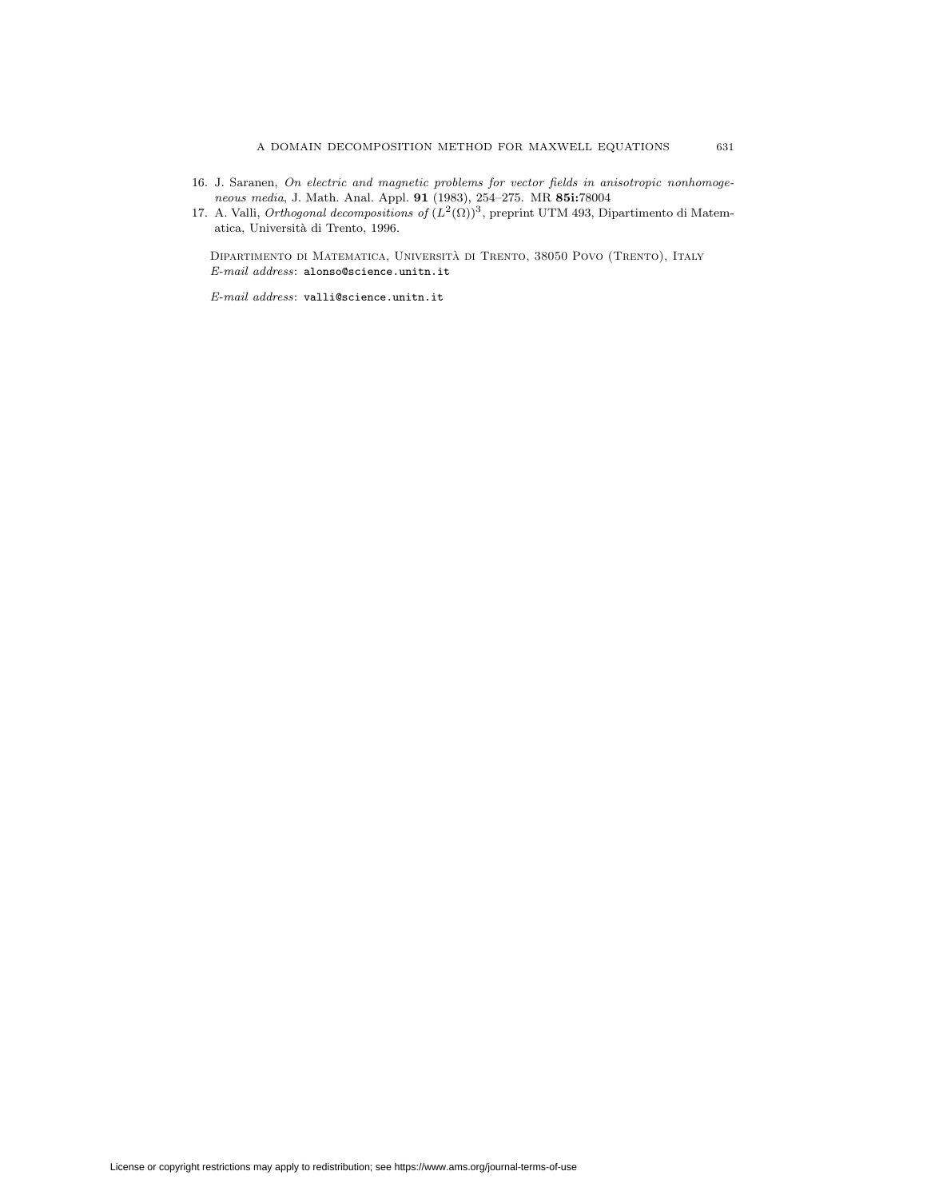16. J. Saranen, *On electric and magnetic problems for vector fields in anisotropic nonhomogeneous media*, J. Math. Anal. Appl. **91** (1983), 254–275. MR **85i:**78004
17. A. Valli, *Orthogonal decompositions of* $(L^2(\Omega))^3$, preprint UTM 493, Dipartimento di Matematica, Università di Trento, 1996.

Dipartimento di Matematica, Università di Trento, 38050 Povo (Trento), Italy
*E-mail address*: alonso@science.unitn.it

*E-mail address*: valli@science.unitn.it